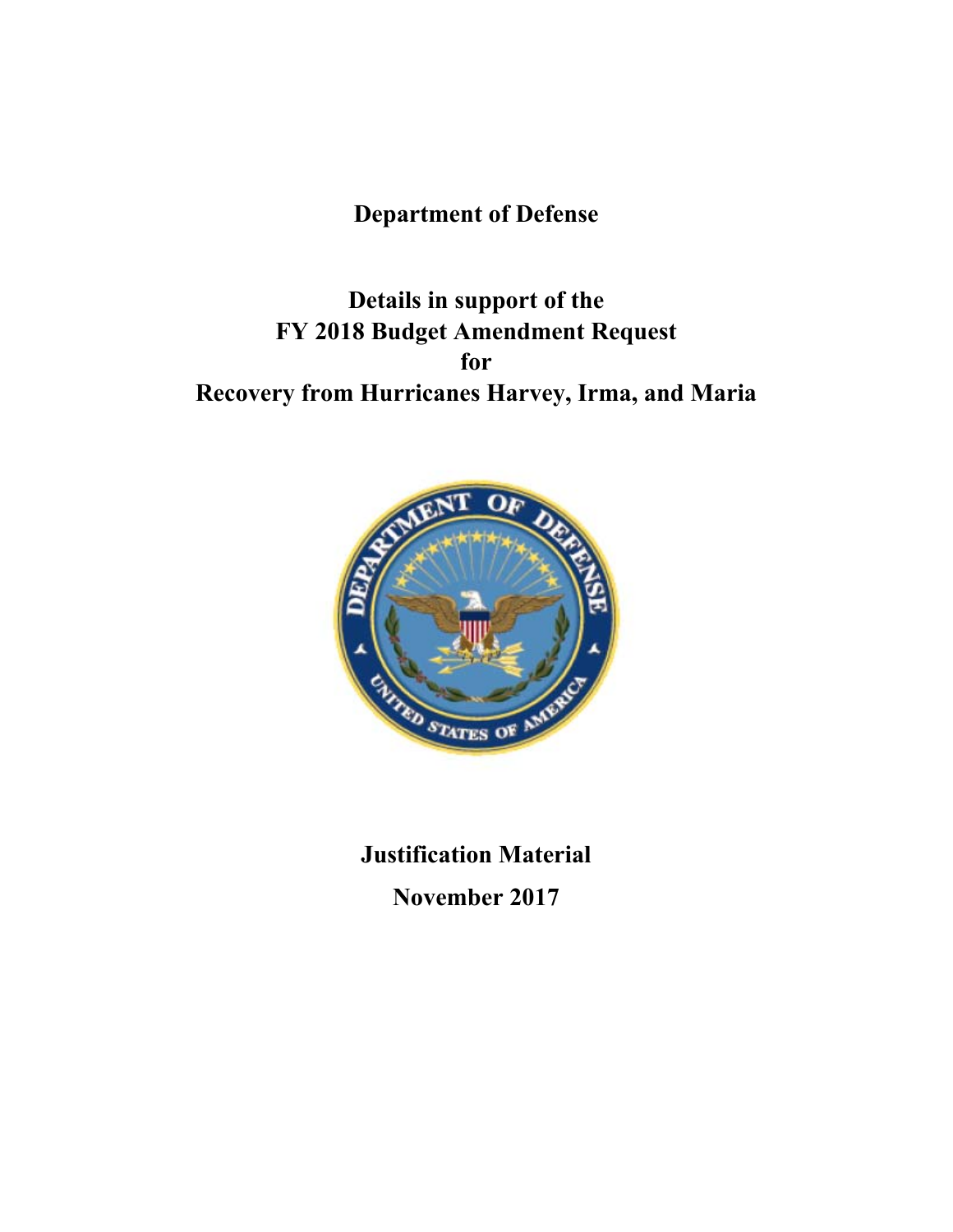# Department of Defense

## Details in support of the FY 2018 Budget Amendment Request for Recovery from Hurricanes Harvey, Irma, and Maria

**Justification Material**

**November 2017**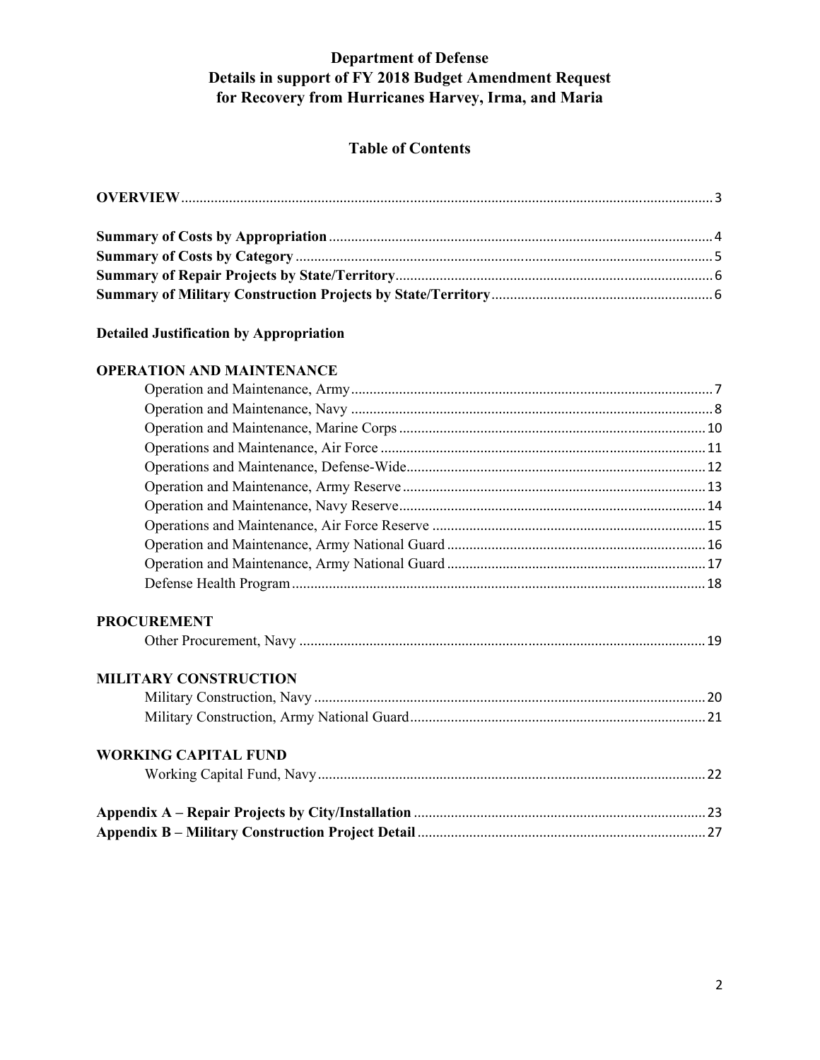**Department of Defense**
**Details in support of FY 2018 Budget Amendment Request**
**for Recovery from Hurricanes Harvey, Irma, and Maria**

## Table of Contents

**OVERVIEW** ..... 3

**Summary of Costs by Appropriation** ..... 4
**Summary of Costs by Category** ..... 5
**Summary of Repair Projects by State/Territory** ..... 6
**Summary of Military Construction Projects by State/Territory** ..... 6

**Detailed Justification by Appropriation**

**OPERATION AND MAINTENANCE**

- Operation and Maintenance, Army ..... 7
- Operation and Maintenance, Navy ..... 8
- Operation and Maintenance, Marine Corps ..... 10
- Operations and Maintenance, Air Force ..... 11
- Operations and Maintenance, Defense-Wide ..... 12
- Operation and Maintenance, Army Reserve ..... 13
- Operation and Maintenance, Navy Reserve ..... 14
- Operations and Maintenance, Air Force Reserve ..... 15
- Operation and Maintenance, Army National Guard ..... 16
- Operation and Maintenance, Army National Guard ..... 17
- Defense Health Program ..... 18

**PROCUREMENT**

- Other Procurement, Navy ..... 19

**MILITARY CONSTRUCTION**

- Military Construction, Navy ..... 20
- Military Construction, Army National Guard ..... 21

**WORKING CAPITAL FUND**

- Working Capital Fund, Navy ..... 22

**Appendix A – Repair Projects by City/Installation** ..... 23
**Appendix B – Military Construction Project Detail** ..... 27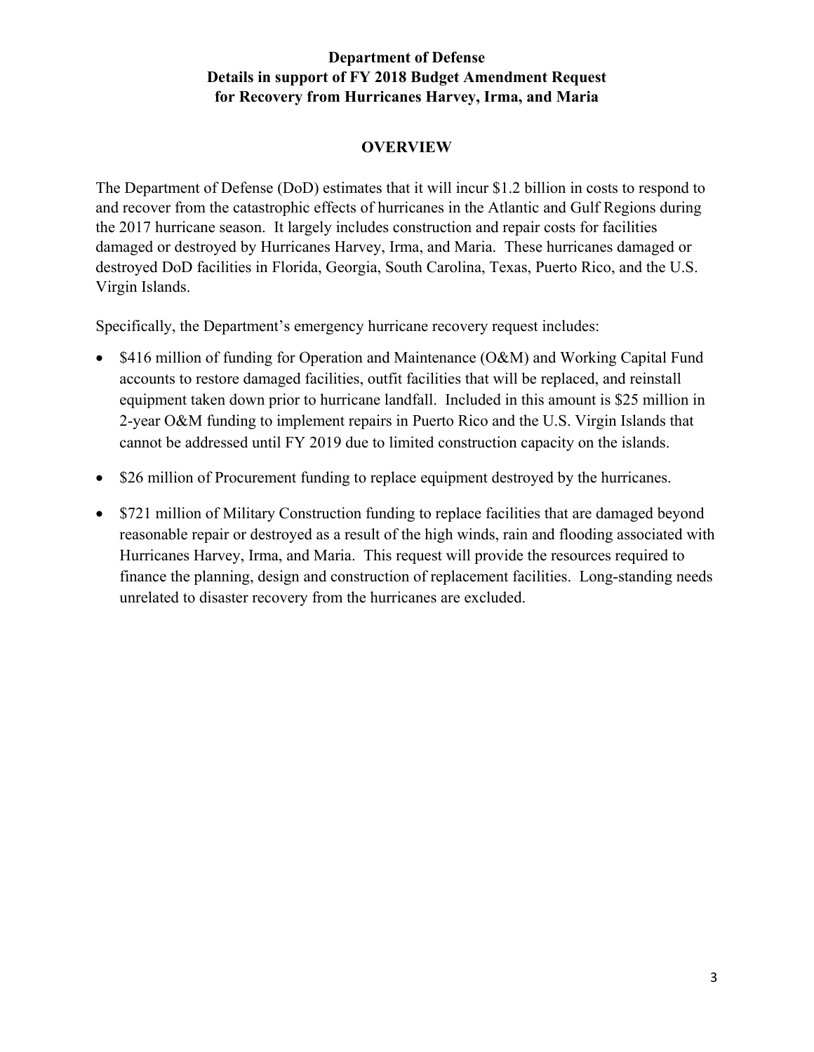**Department of Defense**
**Details in support of FY 2018 Budget Amendment Request**
**for Recovery from Hurricanes Harvey, Irma, and Maria**

## OVERVIEW

The Department of Defense (DoD) estimates that it will incur $1.2 billion in costs to respond to and recover from the catastrophic effects of hurricanes in the Atlantic and Gulf Regions during the 2017 hurricane season. It largely includes construction and repair costs for facilities damaged or destroyed by Hurricanes Harvey, Irma, and Maria. These hurricanes damaged or destroyed DoD facilities in Florida, Georgia, South Carolina, Texas, Puerto Rico, and the U.S. Virgin Islands.

Specifically, the Department's emergency hurricane recovery request includes:

- $416 million of funding for Operation and Maintenance (O&M) and Working Capital Fund accounts to restore damaged facilities, outfit facilities that will be replaced, and reinstall equipment taken down prior to hurricane landfall. Included in this amount is $25 million in 2-year O&M funding to implement repairs in Puerto Rico and the U.S. Virgin Islands that cannot be addressed until FY 2019 due to limited construction capacity on the islands.
- $26 million of Procurement funding to replace equipment destroyed by the hurricanes.
- $721 million of Military Construction funding to replace facilities that are damaged beyond reasonable repair or destroyed as a result of the high winds, rain and flooding associated with Hurricanes Harvey, Irma, and Maria. This request will provide the resources required to finance the planning, design and construction of replacement facilities. Long-standing needs unrelated to disaster recovery from the hurricanes are excluded.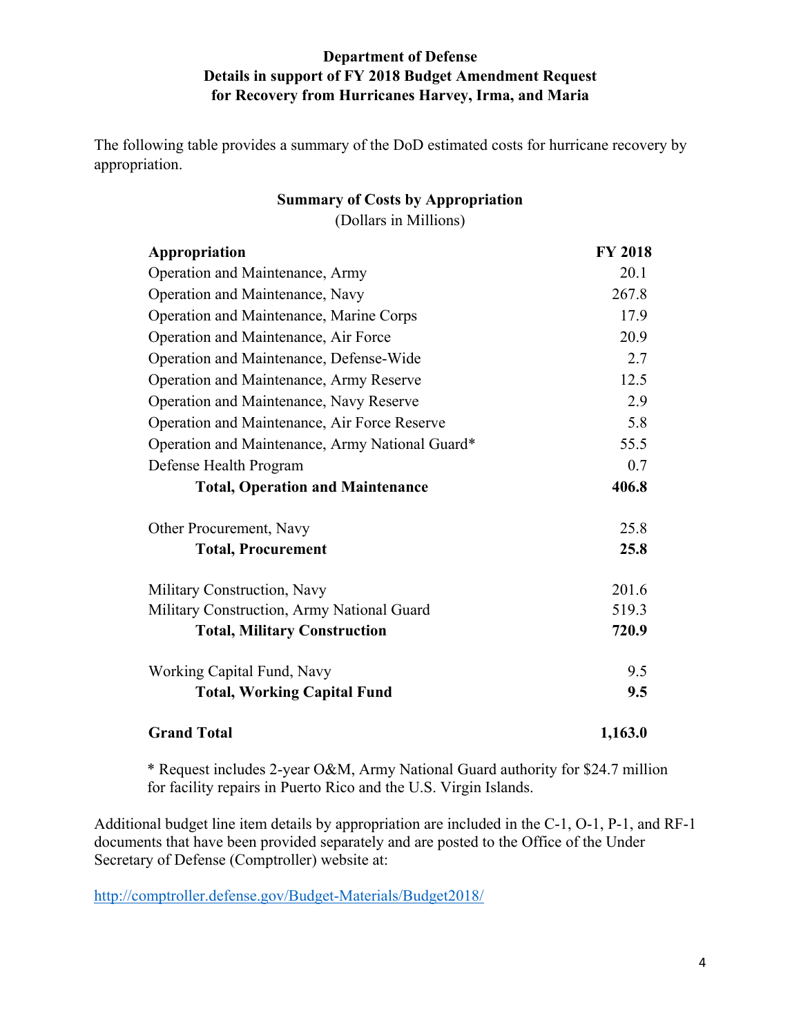**Department of Defense**
**Details in support of FY 2018 Budget Amendment Request**
**for Recovery from Hurricanes Harvey, Irma, and Maria**

The following table provides a summary of the DoD estimated costs for hurricane recovery by appropriation.

**Summary of Costs by Appropriation**
(Dollars in Millions)

| Appropriation | FY 2018 |
|---|---|
| Operation and Maintenance, Army | 20.1 |
| Operation and Maintenance, Navy | 267.8 |
| Operation and Maintenance, Marine Corps | 17.9 |
| Operation and Maintenance, Air Force | 20.9 |
| Operation and Maintenance, Defense-Wide | 2.7 |
| Operation and Maintenance, Army Reserve | 12.5 |
| Operation and Maintenance, Navy Reserve | 2.9 |
| Operation and Maintenance, Air Force Reserve | 5.8 |
| Operation and Maintenance, Army National Guard* | 55.5 |
| Defense Health Program | 0.7 |
| **Total, Operation and Maintenance** | **406.8** |
| | |
| Other Procurement, Navy | 25.8 |
| **Total, Procurement** | **25.8** |
| | |
| Military Construction, Navy | 201.6 |
| Military Construction, Army National Guard | 519.3 |
| **Total, Military Construction** | **720.9** |
| | |
| Working Capital Fund, Navy | 9.5 |
| **Total, Working Capital Fund** | **9.5** |
| | |
| **Grand Total** | **1,163.0** |

* Request includes 2-year O&M, Army National Guard authority for $24.7 million for facility repairs in Puerto Rico and the U.S. Virgin Islands.

Additional budget line item details by appropriation are included in the C-1, O-1, P-1, and RF-1 documents that have been provided separately and are posted to the Office of the Under Secretary of Defense (Comptroller) website at:

http://comptroller.defense.gov/Budget-Materials/Budget2018/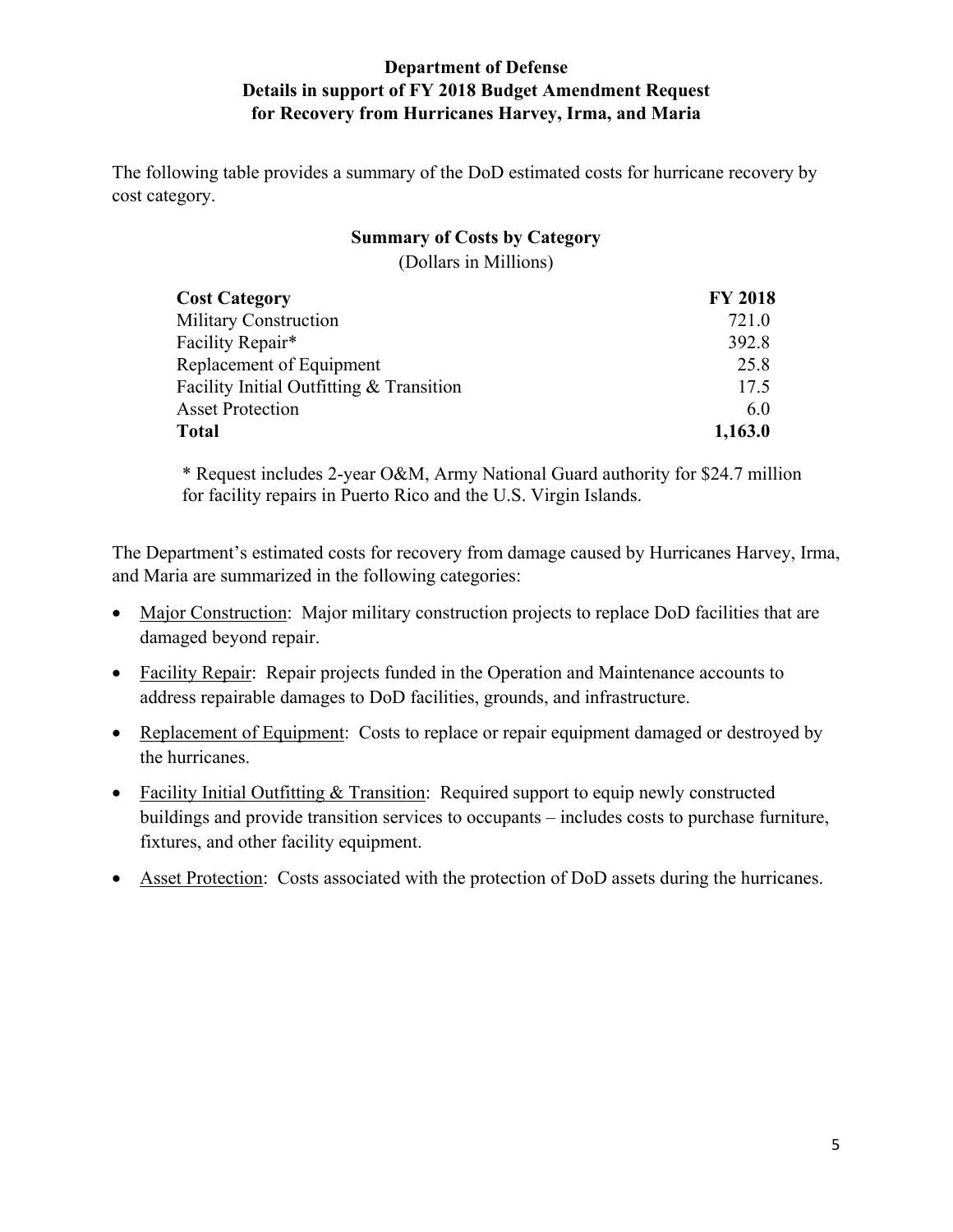**Department of Defense**
**Details in support of FY 2018 Budget Amendment Request**
**for Recovery from Hurricanes Harvey, Irma, and Maria**

The following table provides a summary of the DoD estimated costs for hurricane recovery by cost category.

**Summary of Costs by Category**
(Dollars in Millions)

| **Cost Category** | **FY 2018** |
|---|---|
| Military Construction | 721.0 |
| Facility Repair* | 392.8 |
| Replacement of Equipment | 25.8 |
| Facility Initial Outfitting & Transition | 17.5 |
| Asset Protection | 6.0 |
| **Total** | **1,163.0** |

\* Request includes 2-year O&M, Army National Guard authority for $24.7 million for facility repairs in Puerto Rico and the U.S. Virgin Islands.

The Department's estimated costs for recovery from damage caused by Hurricanes Harvey, Irma, and Maria are summarized in the following categories:

- Major Construction: Major military construction projects to replace DoD facilities that are damaged beyond repair.
- Facility Repair: Repair projects funded in the Operation and Maintenance accounts to address repairable damages to DoD facilities, grounds, and infrastructure.
- Replacement of Equipment: Costs to replace or repair equipment damaged or destroyed by the hurricanes.
- Facility Initial Outfitting & Transition: Required support to equip newly constructed buildings and provide transition services to occupants – includes costs to purchase furniture, fixtures, and other facility equipment.
- Asset Protection: Costs associated with the protection of DoD assets during the hurricanes.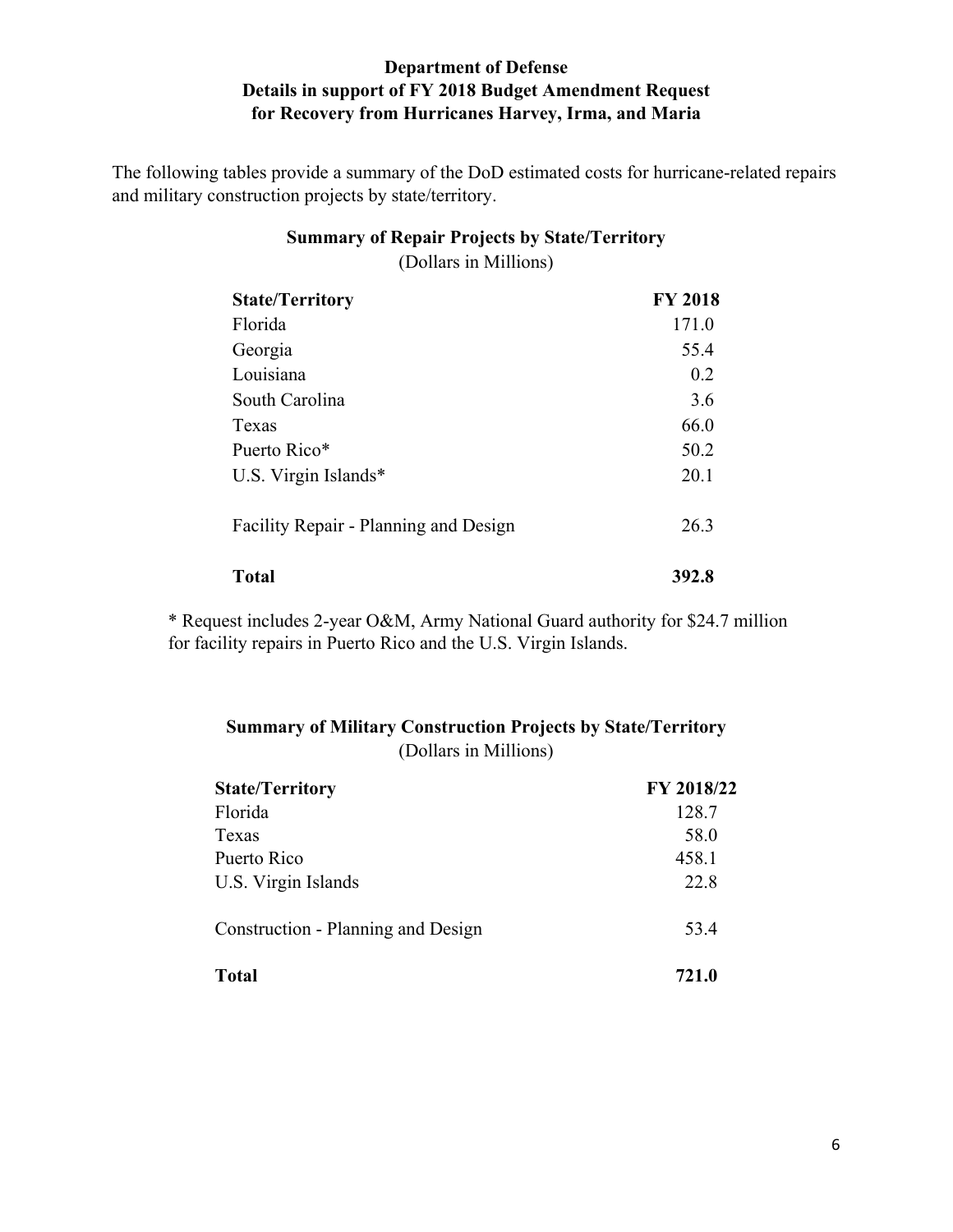**Department of Defense**
**Details in support of FY 2018 Budget Amendment Request**
**for Recovery from Hurricanes Harvey, Irma, and Maria**

The following tables provide a summary of the DoD estimated costs for hurricane-related repairs and military construction projects by state/territory.

**Summary of Repair Projects by State/Territory**
(Dollars in Millions)

| State/Territory | FY 2018 |
|---|---|
| Florida | 171.0 |
| Georgia | 55.4 |
| Louisiana | 0.2 |
| South Carolina | 3.6 |
| Texas | 66.0 |
| Puerto Rico* | 50.2 |
| U.S. Virgin Islands* | 20.1 |
| Facility Repair - Planning and Design | 26.3 |
| **Total** | **392.8** |

\* Request includes 2-year O&M, Army National Guard authority for $24.7 million for facility repairs in Puerto Rico and the U.S. Virgin Islands.

**Summary of Military Construction Projects by State/Territory**
(Dollars in Millions)

| State/Territory | FY 2018/22 |
|---|---|
| Florida | 128.7 |
| Texas | 58.0 |
| Puerto Rico | 458.1 |
| U.S. Virgin Islands | 22.8 |
| Construction - Planning and Design | 53.4 |
| **Total** | **721.0** |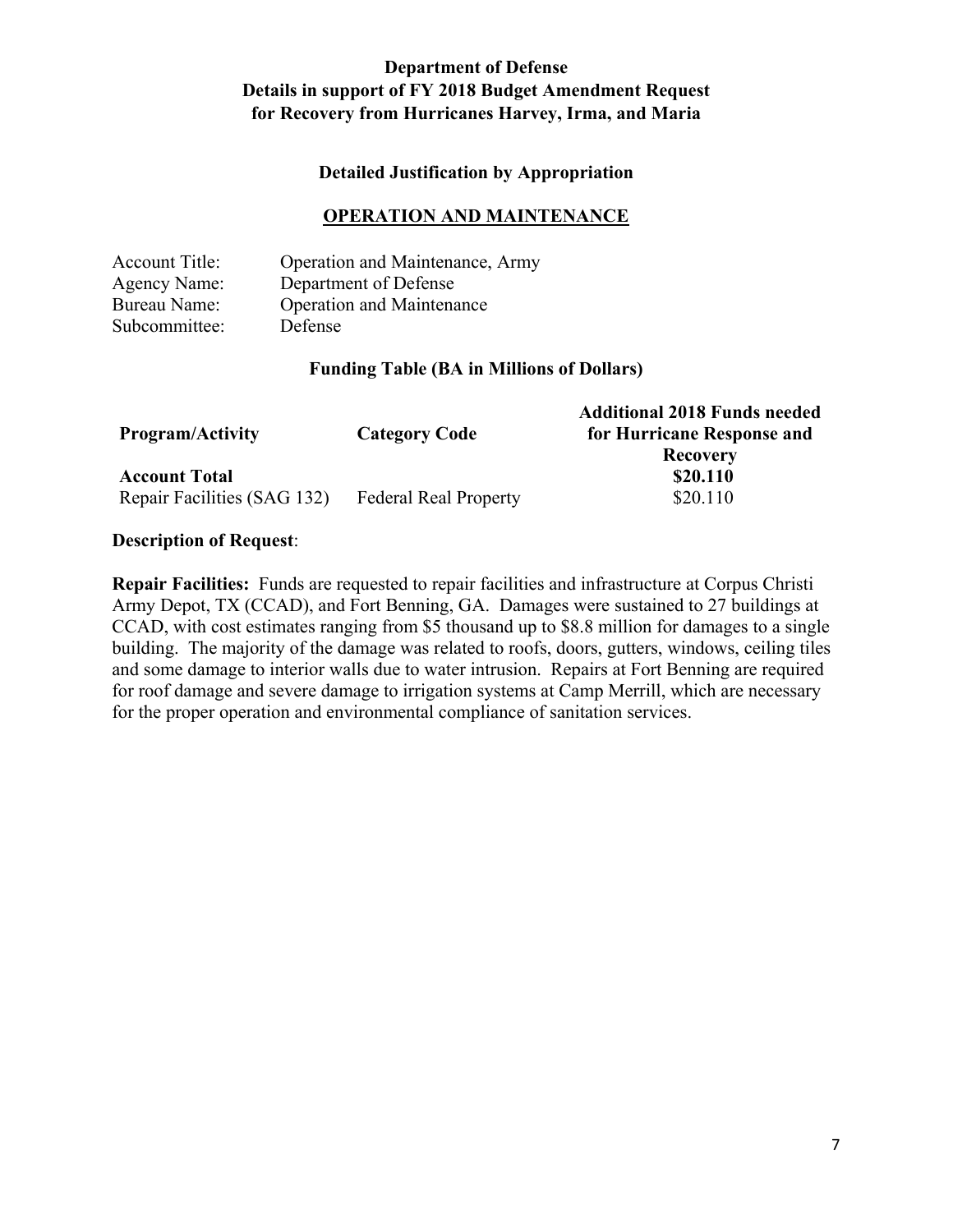## Department of Defense
## Details in support of FY 2018 Budget Amendment Request for Recovery from Hurricanes Harvey, Irma, and Maria

### Detailed Justification by Appropriation

### OPERATION AND MAINTENANCE

Account Title: Operation and Maintenance, Army
Agency Name: Department of Defense
Bureau Name: Operation and Maintenance
Subcommittee: Defense

**Funding Table (BA in Millions of Dollars)**

| Program/Activity | Category Code | Additional 2018 Funds needed for Hurricane Response and Recovery |
|---|---|---|
| **Account Total** | | **$20.110** |
| Repair Facilities (SAG 132) | Federal Real Property | $20.110 |

**Description of Request**:

**Repair Facilities:** Funds are requested to repair facilities and infrastructure at Corpus Christi Army Depot, TX (CCAD), and Fort Benning, GA. Damages were sustained to 27 buildings at CCAD, with cost estimates ranging from $5 thousand up to $8.8 million for damages to a single building. The majority of the damage was related to roofs, doors, gutters, windows, ceiling tiles and some damage to interior walls due to water intrusion. Repairs at Fort Benning are required for roof damage and severe damage to irrigation systems at Camp Merrill, which are necessary for the proper operation and environmental compliance of sanitation services.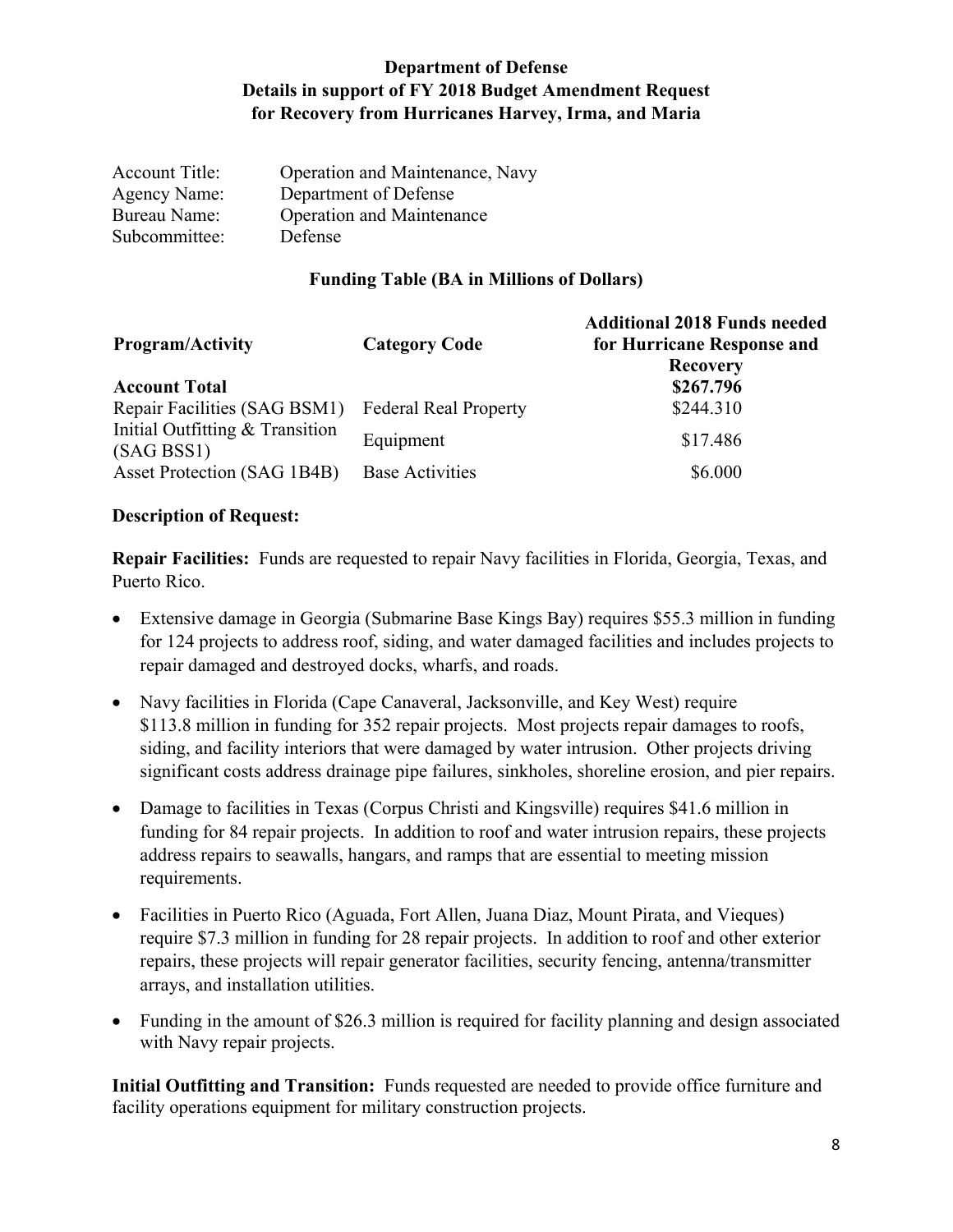**Department of Defense**
**Details in support of FY 2018 Budget Amendment Request**
**for Recovery from Hurricanes Harvey, Irma, and Maria**

Account Title: Operation and Maintenance, Navy
Agency Name: Department of Defense
Bureau Name: Operation and Maintenance
Subcommittee: Defense

**Funding Table (BA in Millions of Dollars)**

| **Program/Activity** | **Category Code** | **Additional 2018 Funds needed for Hurricane Response and Recovery** |
|---|---|---|
| **Account Total** | | **$267.796** |
| Repair Facilities (SAG BSM1) | Federal Real Property | $244.310 |
| Initial Outfitting & Transition (SAG BSS1) | Equipment | $17.486 |
| Asset Protection (SAG 1B4B) | Base Activities | $6.000 |

**Description of Request:**

**Repair Facilities:** Funds are requested to repair Navy facilities in Florida, Georgia, Texas, and Puerto Rico.

- Extensive damage in Georgia (Submarine Base Kings Bay) requires $55.3 million in funding for 124 projects to address roof, siding, and water damaged facilities and includes projects to repair damaged and destroyed docks, wharfs, and roads.
- Navy facilities in Florida (Cape Canaveral, Jacksonville, and Key West) require $113.8 million in funding for 352 repair projects. Most projects repair damages to roofs, siding, and facility interiors that were damaged by water intrusion. Other projects driving significant costs address drainage pipe failures, sinkholes, shoreline erosion, and pier repairs.
- Damage to facilities in Texas (Corpus Christi and Kingsville) requires $41.6 million in funding for 84 repair projects. In addition to roof and water intrusion repairs, these projects address repairs to seawalls, hangars, and ramps that are essential to meeting mission requirements.
- Facilities in Puerto Rico (Aguada, Fort Allen, Juana Diaz, Mount Pirata, and Vieques) require $7.3 million in funding for 28 repair projects. In addition to roof and other exterior repairs, these projects will repair generator facilities, security fencing, antenna/transmitter arrays, and installation utilities.
- Funding in the amount of $26.3 million is required for facility planning and design associated with Navy repair projects.

**Initial Outfitting and Transition:** Funds requested are needed to provide office furniture and facility operations equipment for military construction projects.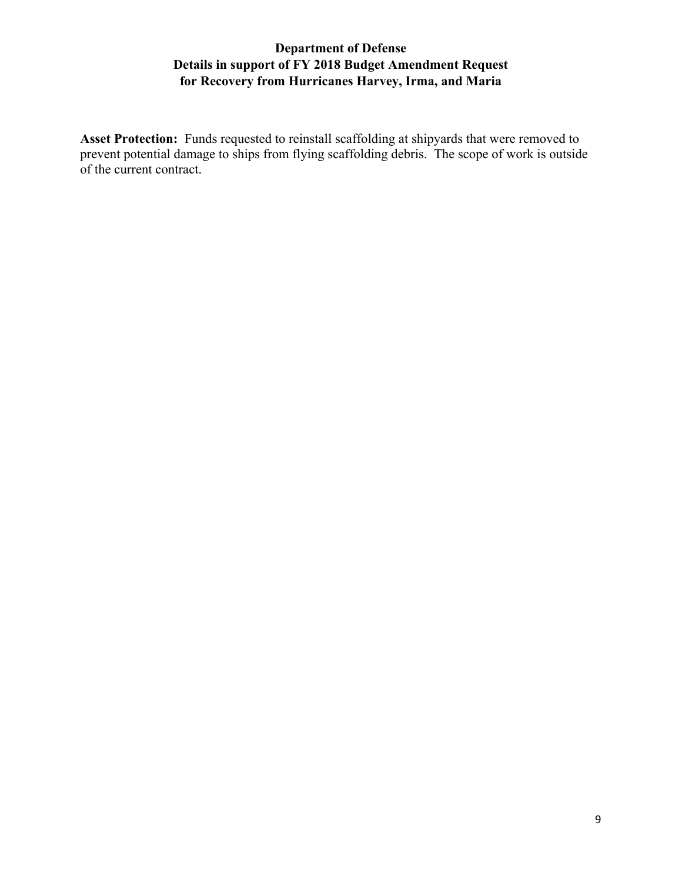**Department of Defense**
**Details in support of FY 2018 Budget Amendment Request**
**for Recovery from Hurricanes Harvey, Irma, and Maria**

**Asset Protection:** Funds requested to reinstall scaffolding at shipyards that were removed to prevent potential damage to ships from flying scaffolding debris. The scope of work is outside of the current contract.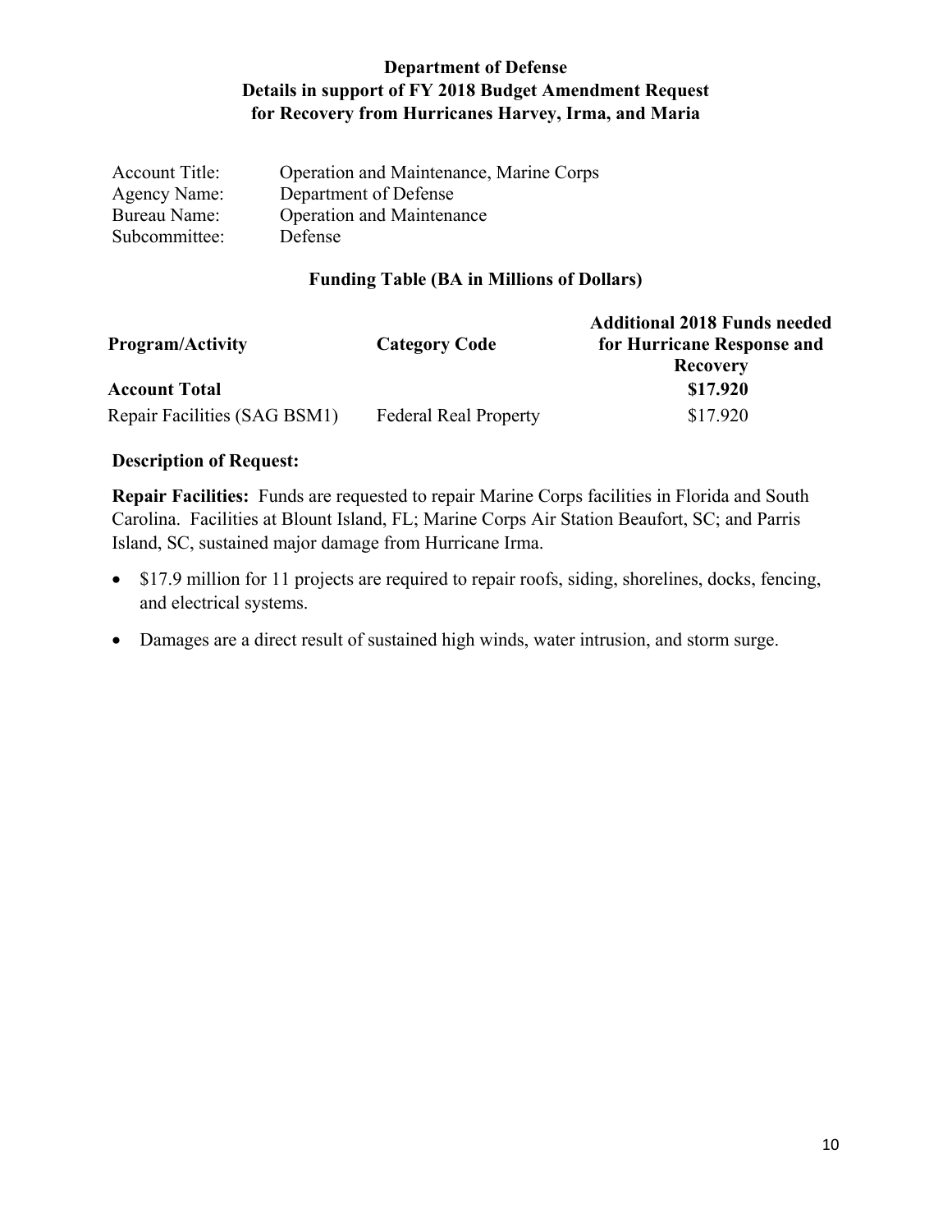# Department of Defense
## Details in support of FY 2018 Budget Amendment Request for Recovery from Hurricanes Harvey, Irma, and Maria

Account Title: Operation and Maintenance, Marine Corps
Agency Name: Department of Defense
Bureau Name: Operation and Maintenance
Subcommittee: Defense

### Funding Table (BA in Millions of Dollars)

| Program/Activity | Category Code | Additional 2018 Funds needed for Hurricane Response and Recovery |
|---|---|---|
| **Account Total** | | **$17.920** |
| Repair Facilities (SAG BSM1) | Federal Real Property | $17.920 |

### Description of Request:

**Repair Facilities:** Funds are requested to repair Marine Corps facilities in Florida and South Carolina. Facilities at Blount Island, FL; Marine Corps Air Station Beaufort, SC; and Parris Island, SC, sustained major damage from Hurricane Irma.

- $17.9 million for 11 projects are required to repair roofs, siding, shorelines, docks, fencing, and electrical systems.
- Damages are a direct result of sustained high winds, water intrusion, and storm surge.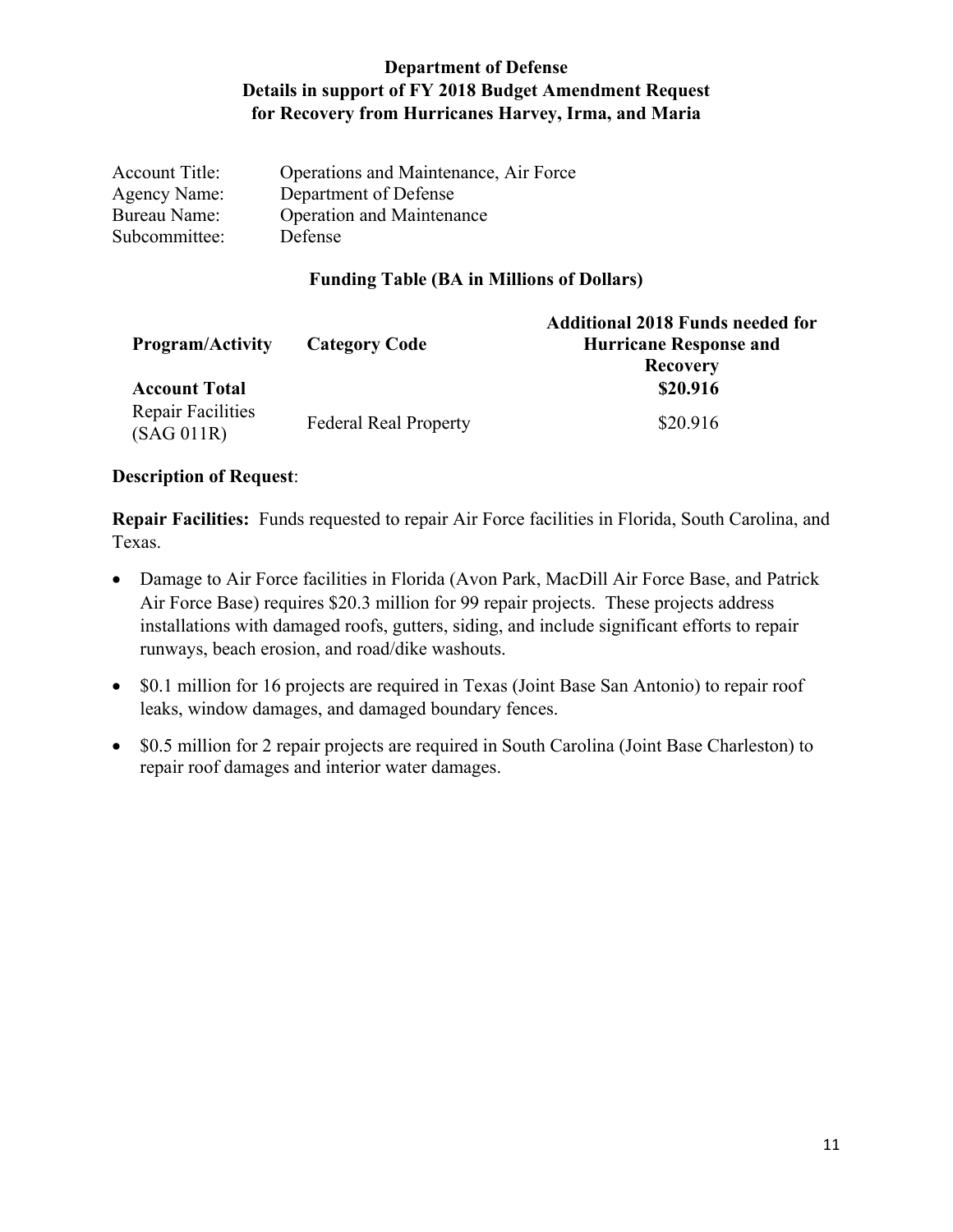**Department of Defense**
**Details in support of FY 2018 Budget Amendment Request**
**for Recovery from Hurricanes Harvey, Irma, and Maria**

| | |
|---|---|
| Account Title: | Operations and Maintenance, Air Force |
| Agency Name: | Department of Defense |
| Bureau Name: | Operation and Maintenance |
| Subcommittee: | Defense |

**Funding Table (BA in Millions of Dollars)**

| Program/Activity | Category Code | Additional 2018 Funds needed for Hurricane Response and Recovery |
|---|---|---|
| **Account Total** | | **$20.916** |
| Repair Facilities (SAG 011R) | Federal Real Property | $20.916 |

**Description of Request**:

**Repair Facilities:** Funds requested to repair Air Force facilities in Florida, South Carolina, and Texas.

- Damage to Air Force facilities in Florida (Avon Park, MacDill Air Force Base, and Patrick Air Force Base) requires $20.3 million for 99 repair projects. These projects address installations with damaged roofs, gutters, siding, and include significant efforts to repair runways, beach erosion, and road/dike washouts.
- $0.1 million for 16 projects are required in Texas (Joint Base San Antonio) to repair roof leaks, window damages, and damaged boundary fences.
- $0.5 million for 2 repair projects are required in South Carolina (Joint Base Charleston) to repair roof damages and interior water damages.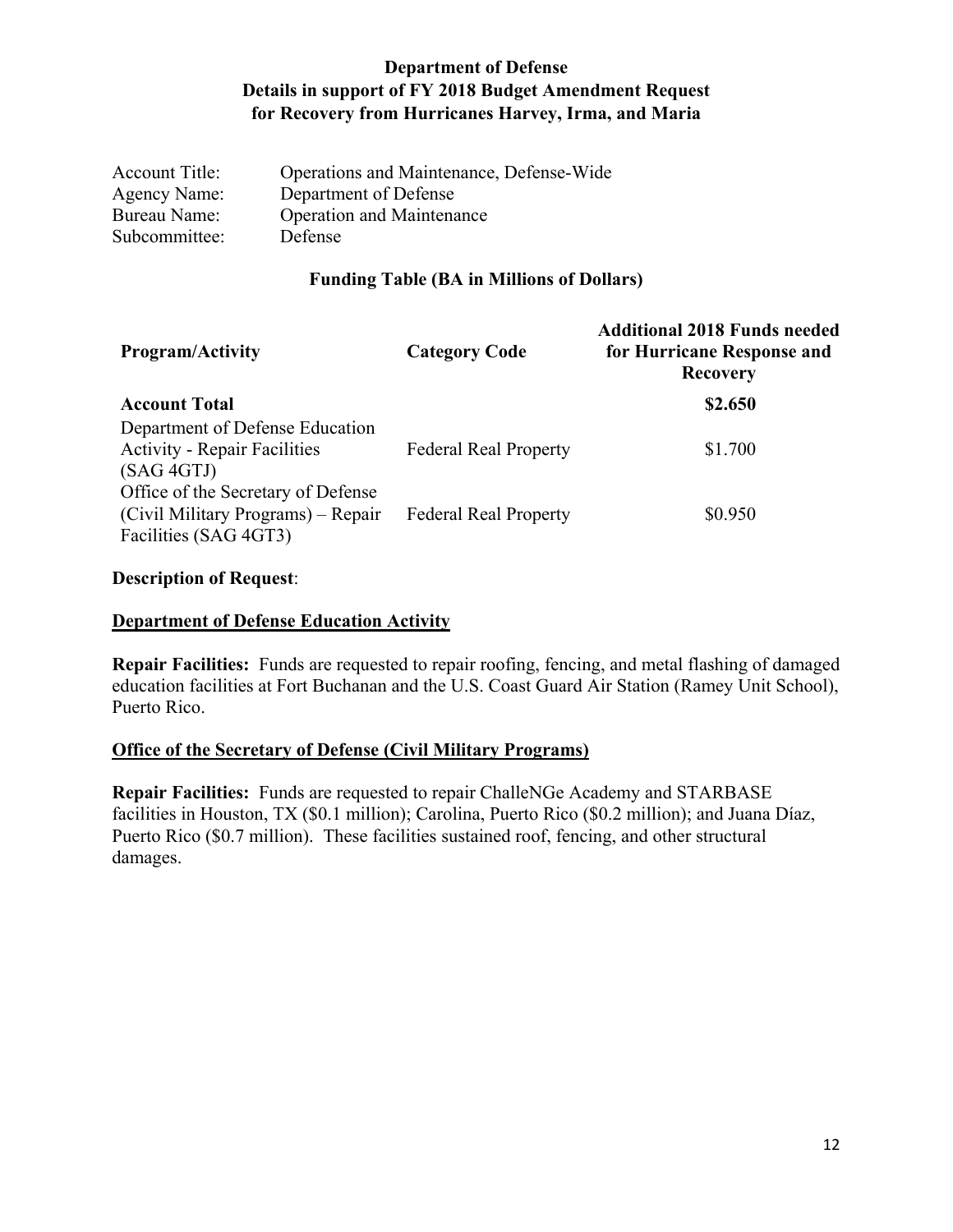## Department of Defense
## Details in support of FY 2018 Budget Amendment Request
## for Recovery from Hurricanes Harvey, Irma, and Maria

Account Title: Operations and Maintenance, Defense-Wide
Agency Name: Department of Defense
Bureau Name: Operation and Maintenance
Subcommittee: Defense

### Funding Table (BA in Millions of Dollars)

| Program/Activity | Category Code | Additional 2018 Funds needed for Hurricane Response and Recovery |
|---|---|---|
| **Account Total** | | **$2.650** |
| Department of Defense Education Activity - Repair Facilities (SAG 4GTJ) | Federal Real Property | $1.700 |
| Office of the Secretary of Defense (Civil Military Programs) – Repair Facilities (SAG 4GT3) | Federal Real Property | $0.950 |

**Description of Request**:

**Department of Defense Education Activity**

**Repair Facilities:** Funds are requested to repair roofing, fencing, and metal flashing of damaged education facilities at Fort Buchanan and the U.S. Coast Guard Air Station (Ramey Unit School), Puerto Rico.

**Office of the Secretary of Defense (Civil Military Programs)**

**Repair Facilities:** Funds are requested to repair ChalleNGe Academy and STARBASE facilities in Houston, TX ($0.1 million); Carolina, Puerto Rico ($0.2 million); and Juana Díaz, Puerto Rico ($0.7 million). These facilities sustained roof, fencing, and other structural damages.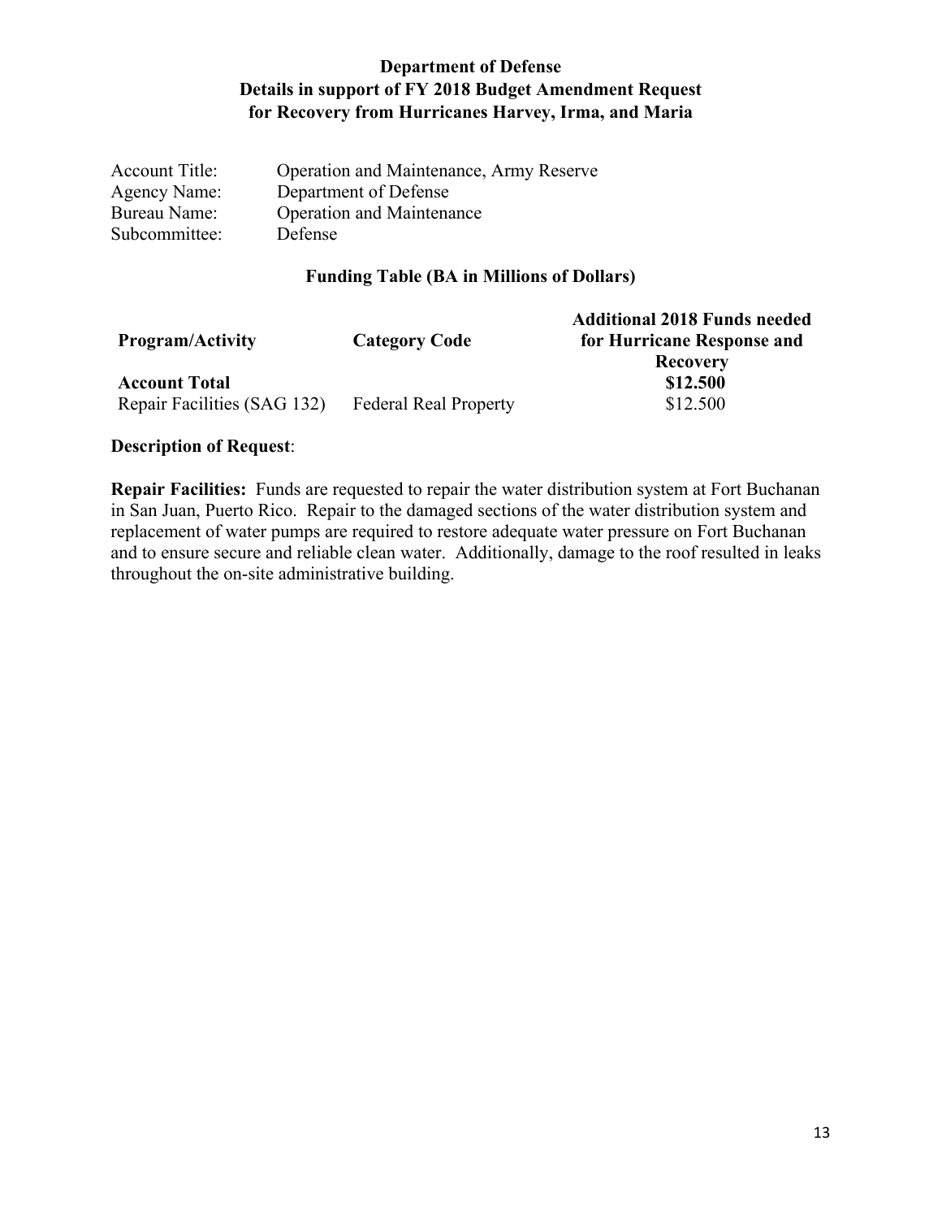# Department of Defense
## Details in support of FY 2018 Budget Amendment Request for Recovery from Hurricanes Harvey, Irma, and Maria

Account Title: Operation and Maintenance, Army Reserve
Agency Name: Department of Defense
Bureau Name: Operation and Maintenance
Subcommittee: Defense

### Funding Table (BA in Millions of Dollars)

| Program/Activity | Category Code | Additional 2018 Funds needed for Hurricane Response and Recovery |
|---|---|---|
| **Account Total** | | **$12.500** |
| Repair Facilities (SAG 132) | Federal Real Property | $12.500 |

**Description of Request**:

**Repair Facilities:** Funds are requested to repair the water distribution system at Fort Buchanan in San Juan, Puerto Rico. Repair to the damaged sections of the water distribution system and replacement of water pumps are required to restore adequate water pressure on Fort Buchanan and to ensure secure and reliable clean water. Additionally, damage to the roof resulted in leaks throughout the on-site administrative building.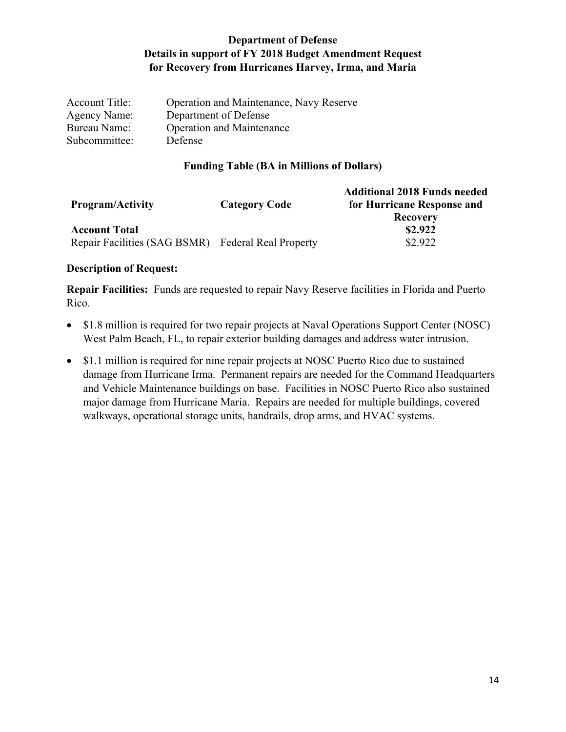## Department of Defense
## Details in support of FY 2018 Budget Amendment Request
## for Recovery from Hurricanes Harvey, Irma, and Maria

Account Title: Operation and Maintenance, Navy Reserve
Agency Name: Department of Defense
Bureau Name: Operation and Maintenance
Subcommittee: Defense

### Funding Table (BA in Millions of Dollars)

| Program/Activity | Category Code | Additional 2018 Funds needed for Hurricane Response and Recovery |
|---|---|---|
| **Account Total** | | **$2.922** |
| Repair Facilities (SAG BSMR) | Federal Real Property | $2.922 |

**Description of Request:**

**Repair Facilities:** Funds are requested to repair Navy Reserve facilities in Florida and Puerto Rico.

- $1.8 million is required for two repair projects at Naval Operations Support Center (NOSC) West Palm Beach, FL, to repair exterior building damages and address water intrusion.
- $1.1 million is required for nine repair projects at NOSC Puerto Rico due to sustained damage from Hurricane Irma. Permanent repairs are needed for the Command Headquarters and Vehicle Maintenance buildings on base. Facilities in NOSC Puerto Rico also sustained major damage from Hurricane Maria. Repairs are needed for multiple buildings, covered walkways, operational storage units, handrails, drop arms, and HVAC systems.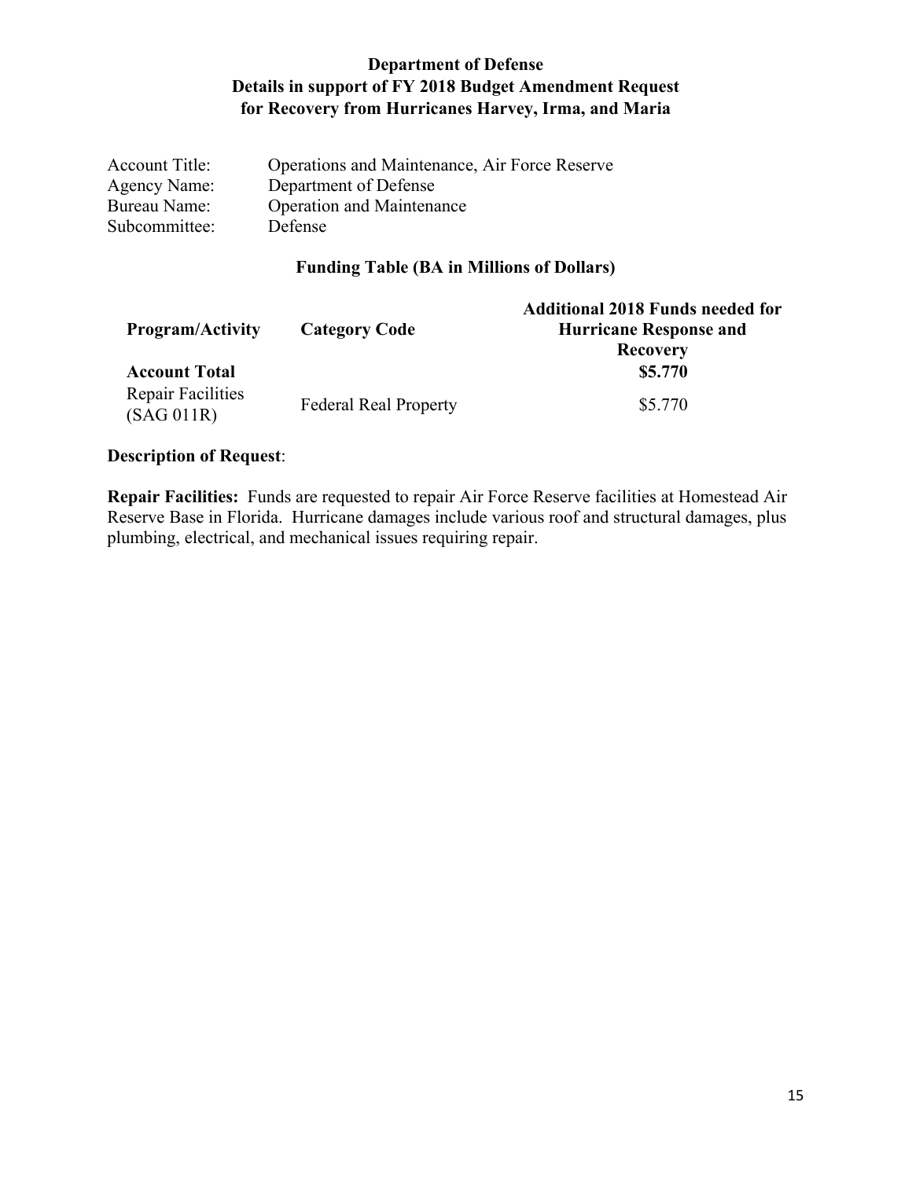# Department of Defense
## Details in support of FY 2018 Budget Amendment Request
## for Recovery from Hurricanes Harvey, Irma, and Maria

Account Title: Operations and Maintenance, Air Force Reserve
Agency Name: Department of Defense
Bureau Name: Operation and Maintenance
Subcommittee: Defense

### Funding Table (BA in Millions of Dollars)

| Program/Activity | Category Code | Additional 2018 Funds needed for Hurricane Response and Recovery |
|---|---|---|
| **Account Total** | | **$5.770** |
| Repair Facilities (SAG 011R) | Federal Real Property | $5.770 |

**Description of Request**:

**Repair Facilities:** Funds are requested to repair Air Force Reserve facilities at Homestead Air Reserve Base in Florida. Hurricane damages include various roof and structural damages, plus plumbing, electrical, and mechanical issues requiring repair.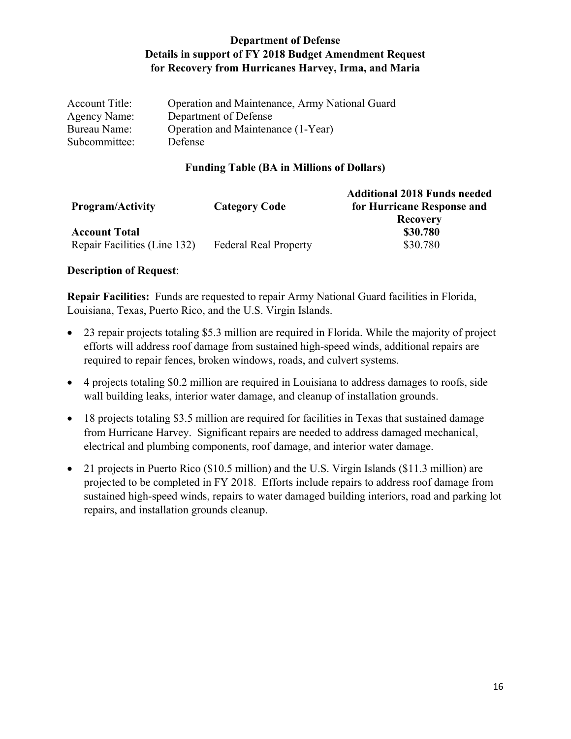**Department of Defense**
**Details in support of FY 2018 Budget Amendment Request**
**for Recovery from Hurricanes Harvey, Irma, and Maria**

Account Title: Operation and Maintenance, Army National Guard
Agency Name: Department of Defense
Bureau Name: Operation and Maintenance (1-Year)
Subcommittee: Defense

**Funding Table (BA in Millions of Dollars)**

| Program/Activity | Category Code | Additional 2018 Funds needed for Hurricane Response and Recovery |
|---|---|---|
| **Account Total** | | **$30.780** |
| Repair Facilities (Line 132) | Federal Real Property | $30.780 |

**Description of Request**:

**Repair Facilities:** Funds are requested to repair Army National Guard facilities in Florida, Louisiana, Texas, Puerto Rico, and the U.S. Virgin Islands.

- 23 repair projects totaling $5.3 million are required in Florida. While the majority of project efforts will address roof damage from sustained high-speed winds, additional repairs are required to repair fences, broken windows, roads, and culvert systems.
- 4 projects totaling $0.2 million are required in Louisiana to address damages to roofs, side wall building leaks, interior water damage, and cleanup of installation grounds.
- 18 projects totaling $3.5 million are required for facilities in Texas that sustained damage from Hurricane Harvey. Significant repairs are needed to address damaged mechanical, electrical and plumbing components, roof damage, and interior water damage.
- 21 projects in Puerto Rico ($10.5 million) and the U.S. Virgin Islands ($11.3 million) are projected to be completed in FY 2018. Efforts include repairs to address roof damage from sustained high-speed winds, repairs to water damaged building interiors, road and parking lot repairs, and installation grounds cleanup.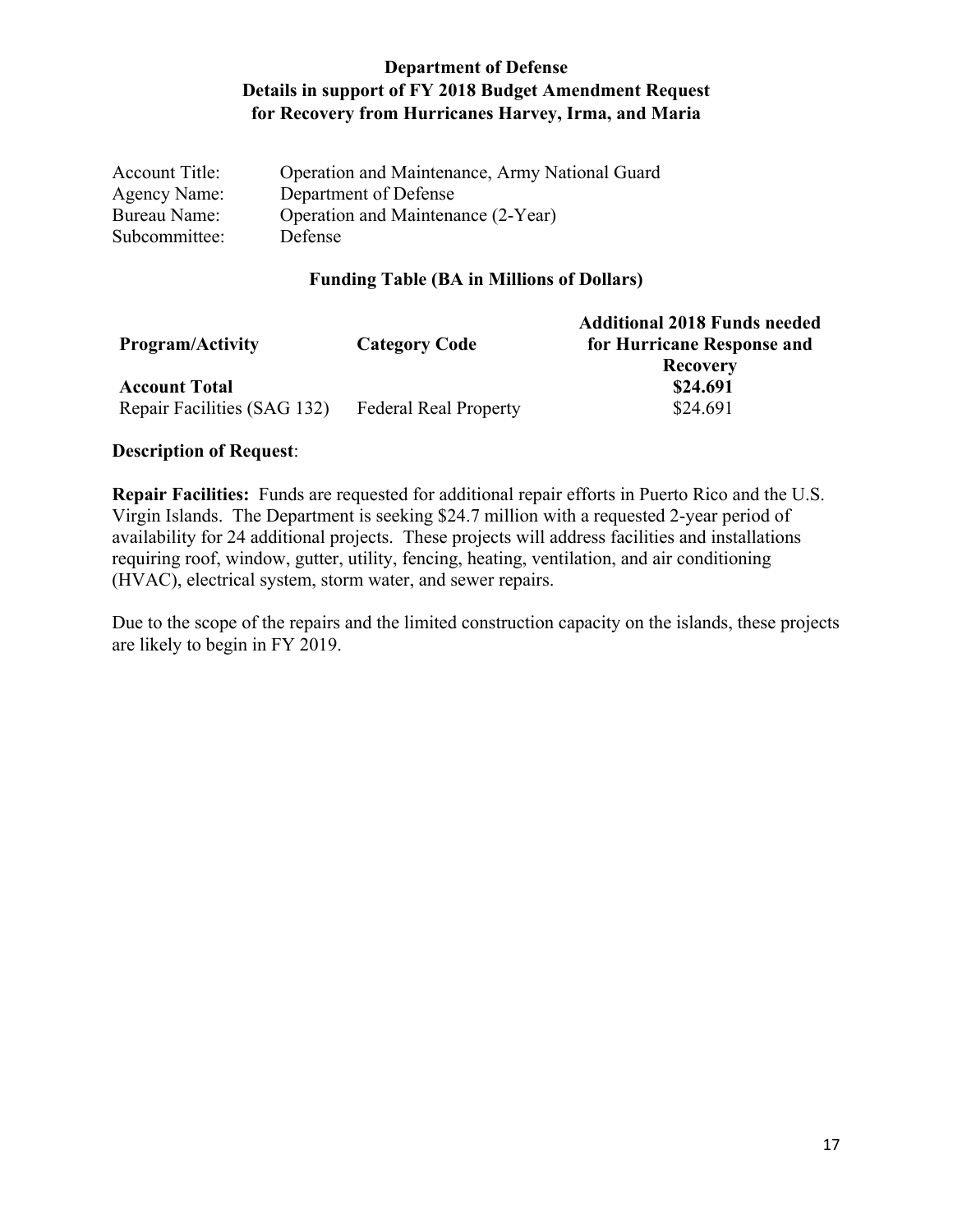**Department of Defense**
**Details in support of FY 2018 Budget Amendment Request**
**for Recovery from Hurricanes Harvey, Irma, and Maria**

| | |
|---|---|
| Account Title: | Operation and Maintenance, Army National Guard |
| Agency Name: | Department of Defense |
| Bureau Name: | Operation and Maintenance (2-Year) |
| Subcommittee: | Defense |

**Funding Table (BA in Millions of Dollars)**

| Program/Activity | Category Code | Additional 2018 Funds needed for Hurricane Response and Recovery |
|---|---|---|
| **Account Total** | | **$24.691** |
| Repair Facilities (SAG 132) | Federal Real Property | $24.691 |

**Description of Request**:

**Repair Facilities:** Funds are requested for additional repair efforts in Puerto Rico and the U.S. Virgin Islands. The Department is seeking $24.7 million with a requested 2-year period of availability for 24 additional projects. These projects will address facilities and installations requiring roof, window, gutter, utility, fencing, heating, ventilation, and air conditioning (HVAC), electrical system, storm water, and sewer repairs.

Due to the scope of the repairs and the limited construction capacity on the islands, these projects are likely to begin in FY 2019.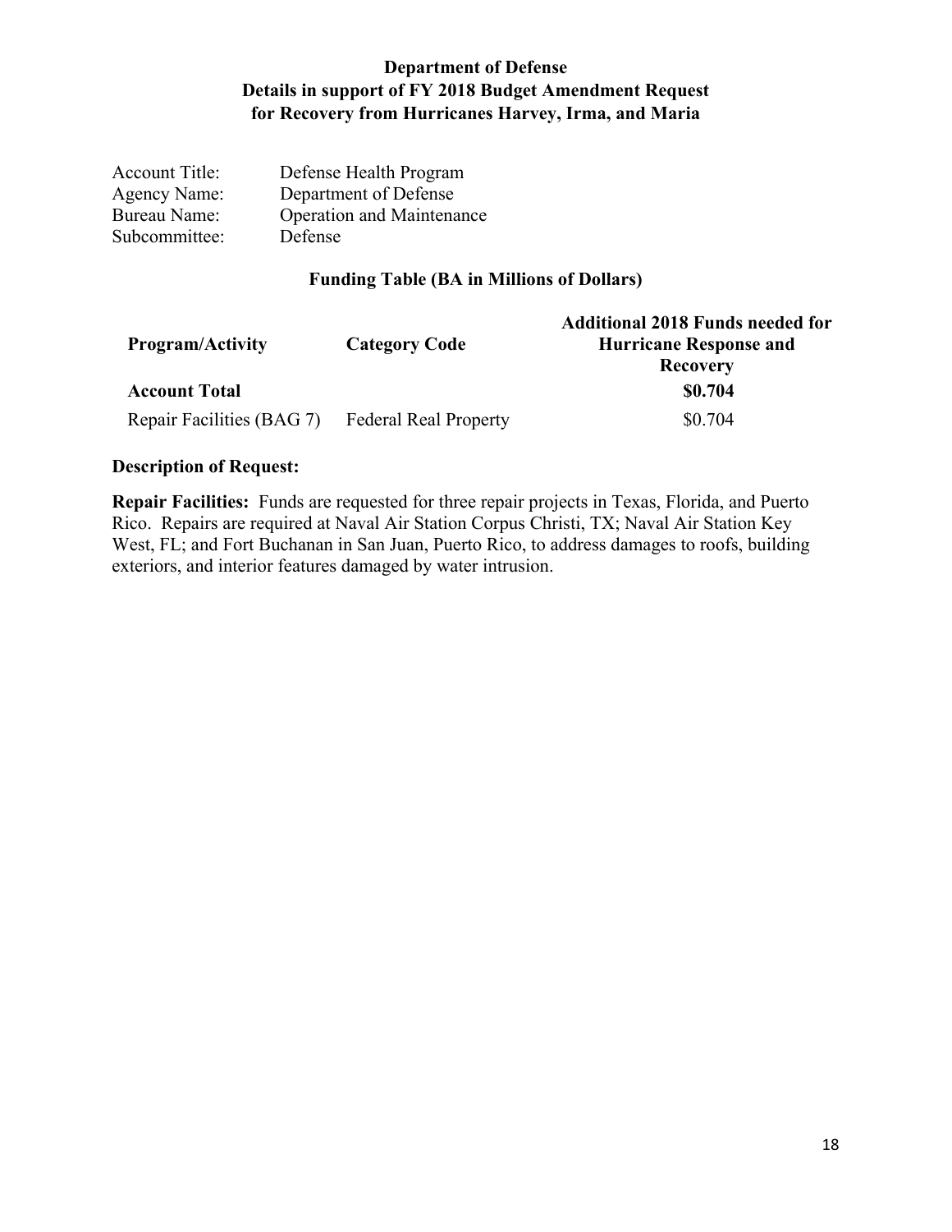# Department of Defense
## Details in support of FY 2018 Budget Amendment Request for Recovery from Hurricanes Harvey, Irma, and Maria

| | |
|---|---|
| Account Title: | Defense Health Program |
| Agency Name: | Department of Defense |
| Bureau Name: | Operation and Maintenance |
| Subcommittee: | Defense |

### Funding Table (BA in Millions of Dollars)

| **Program/Activity** | **Category Code** | **Additional 2018 Funds needed for Hurricane Response and Recovery** |
|---|---|---|
| **Account Total** | | **$0.704** |
| Repair Facilities (BAG 7) | Federal Real Property | $0.704 |

### Description of Request:

**Repair Facilities:** Funds are requested for three repair projects in Texas, Florida, and Puerto Rico. Repairs are required at Naval Air Station Corpus Christi, TX; Naval Air Station Key West, FL; and Fort Buchanan in San Juan, Puerto Rico, to address damages to roofs, building exteriors, and interior features damaged by water intrusion.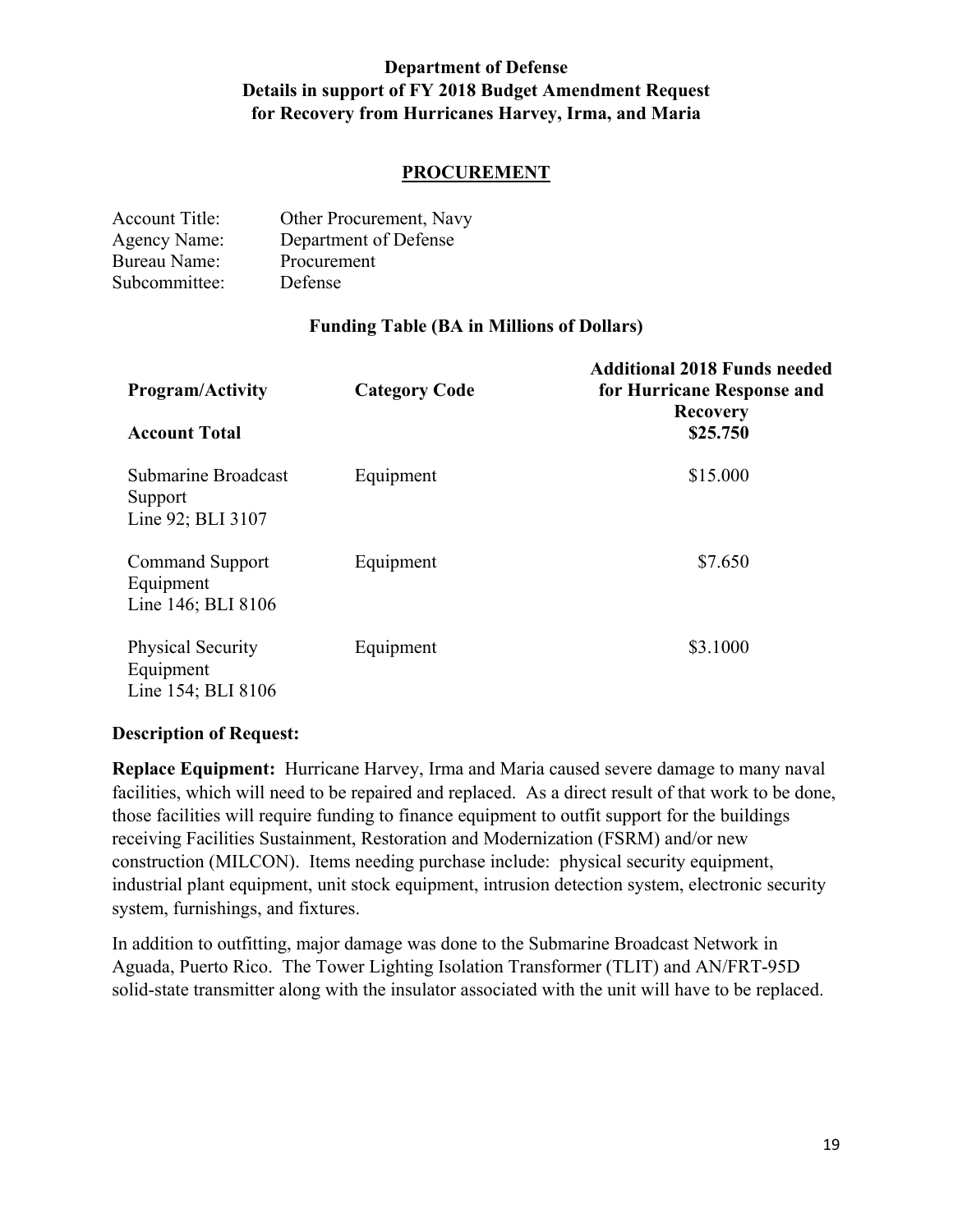**Department of Defense**
**Details in support of FY 2018 Budget Amendment Request**
**for Recovery from Hurricanes Harvey, Irma, and Maria**

## PROCUREMENT

Account Title: Other Procurement, Navy
Agency Name: Department of Defense
Bureau Name: Procurement
Subcommittee: Defense

**Funding Table (BA in Millions of Dollars)**

| Program/Activity | Category Code | Additional 2018 Funds needed for Hurricane Response and Recovery |
|---|---|---|
| **Account Total** | | **$25.750** |
| Submarine Broadcast Support Line 92; BLI 3107 | Equipment | $15.000 |
| Command Support Equipment Line 146; BLI 8106 | Equipment | $7.650 |
| Physical Security Equipment Line 154; BLI 8106 | Equipment | $3.1000 |

**Description of Request:**

**Replace Equipment:** Hurricane Harvey, Irma and Maria caused severe damage to many naval facilities, which will need to be repaired and replaced. As a direct result of that work to be done, those facilities will require funding to finance equipment to outfit support for the buildings receiving Facilities Sustainment, Restoration and Modernization (FSRM) and/or new construction (MILCON). Items needing purchase include: physical security equipment, industrial plant equipment, unit stock equipment, intrusion detection system, electronic security system, furnishings, and fixtures.

In addition to outfitting, major damage was done to the Submarine Broadcast Network in Aguada, Puerto Rico. The Tower Lighting Isolation Transformer (TLIT) and AN/FRT-95D solid-state transmitter along with the insulator associated with the unit will have to be replaced.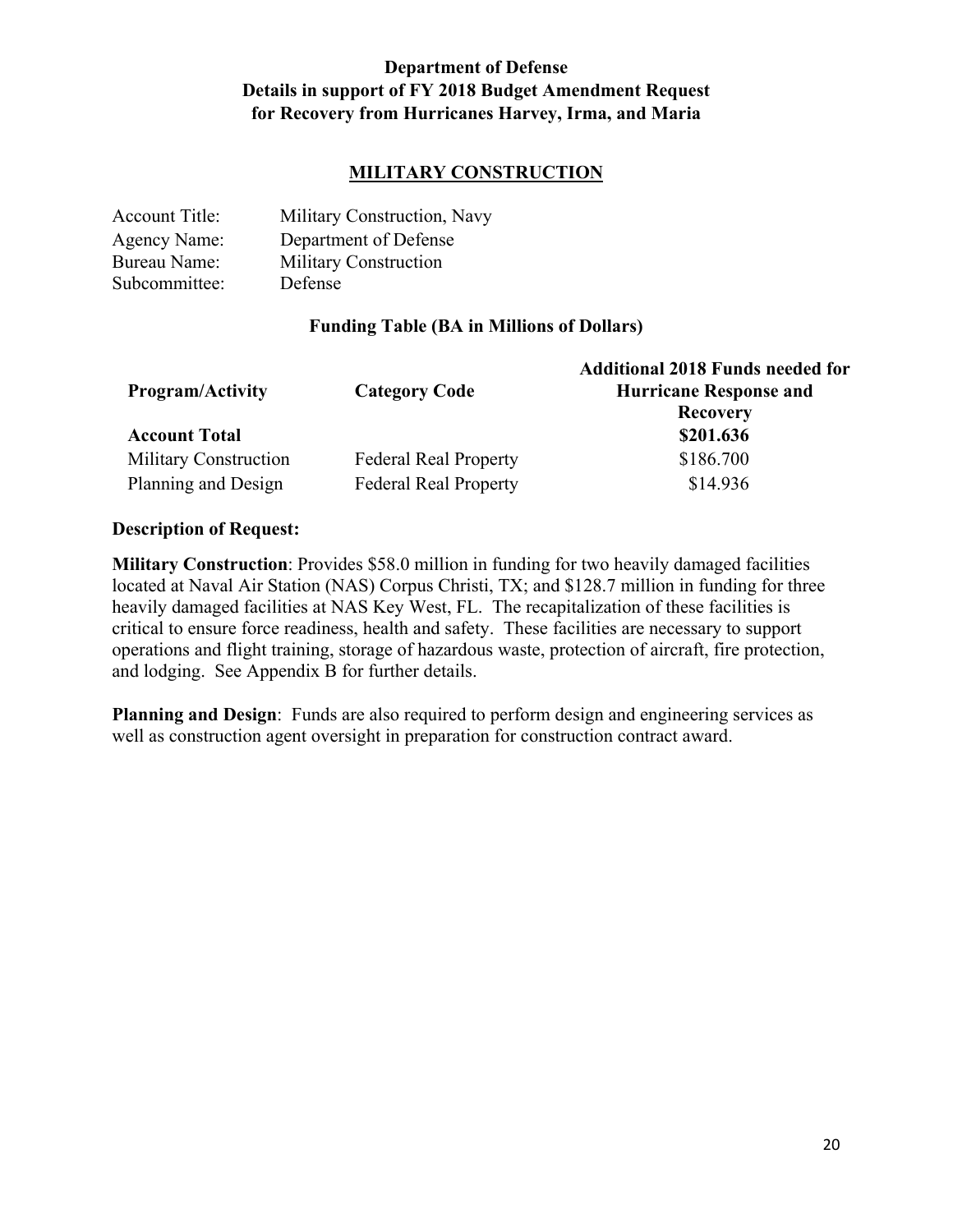**Department of Defense**
**Details in support of FY 2018 Budget Amendment Request**
**for Recovery from Hurricanes Harvey, Irma, and Maria**

## MILITARY CONSTRUCTION

Account Title: Military Construction, Navy
Agency Name: Department of Defense
Bureau Name: Military Construction
Subcommittee: Defense

**Funding Table (BA in Millions of Dollars)**

| Program/Activity | Category Code | Additional 2018 Funds needed for Hurricane Response and Recovery |
|---|---|---|
| **Account Total** | | **$201.636** |
| Military Construction | Federal Real Property | $186.700 |
| Planning and Design | Federal Real Property | $14.936 |

**Description of Request:**

**Military Construction**: Provides $58.0 million in funding for two heavily damaged facilities located at Naval Air Station (NAS) Corpus Christi, TX; and $128.7 million in funding for three heavily damaged facilities at NAS Key West, FL. The recapitalization of these facilities is critical to ensure force readiness, health and safety. These facilities are necessary to support operations and flight training, storage of hazardous waste, protection of aircraft, fire protection, and lodging. See Appendix B for further details.

**Planning and Design**: Funds are also required to perform design and engineering services as well as construction agent oversight in preparation for construction contract award.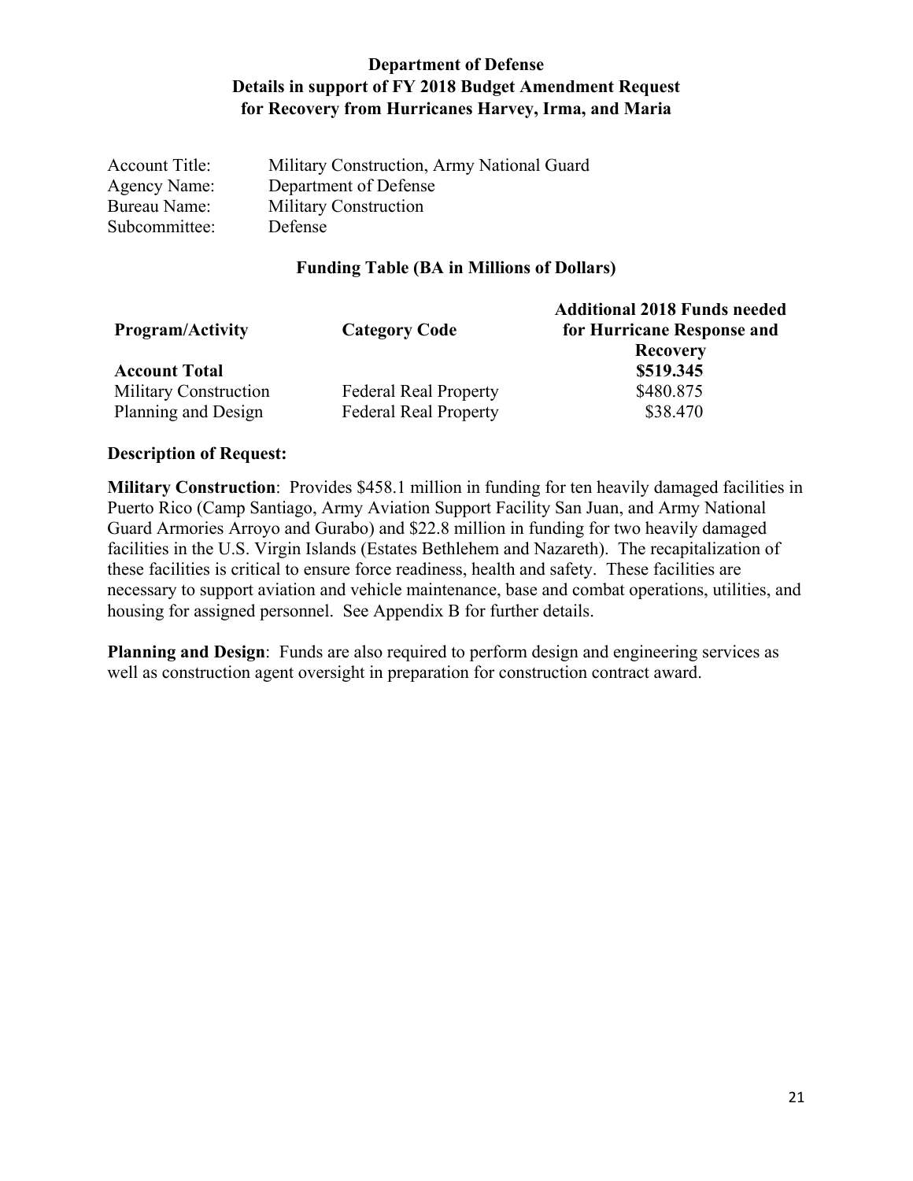**Department of Defense**
**Details in support of FY 2018 Budget Amendment Request**
**for Recovery from Hurricanes Harvey, Irma, and Maria**

Account Title: Military Construction, Army National Guard
Agency Name: Department of Defense
Bureau Name: Military Construction
Subcommittee: Defense

**Funding Table (BA in Millions of Dollars)**

| Program/Activity | Category Code | Additional 2018 Funds needed for Hurricane Response and Recovery |
|---|---|---|
| **Account Total** | | **$519.345** |
| Military Construction | Federal Real Property | $480.875 |
| Planning and Design | Federal Real Property | $38.470 |

**Description of Request:**

**Military Construction**: Provides $458.1 million in funding for ten heavily damaged facilities in Puerto Rico (Camp Santiago, Army Aviation Support Facility San Juan, and Army National Guard Armories Arroyo and Gurabo) and $22.8 million in funding for two heavily damaged facilities in the U.S. Virgin Islands (Estates Bethlehem and Nazareth). The recapitalization of these facilities is critical to ensure force readiness, health and safety. These facilities are necessary to support aviation and vehicle maintenance, base and combat operations, utilities, and housing for assigned personnel. See Appendix B for further details.

**Planning and Design**: Funds are also required to perform design and engineering services as well as construction agent oversight in preparation for construction contract award.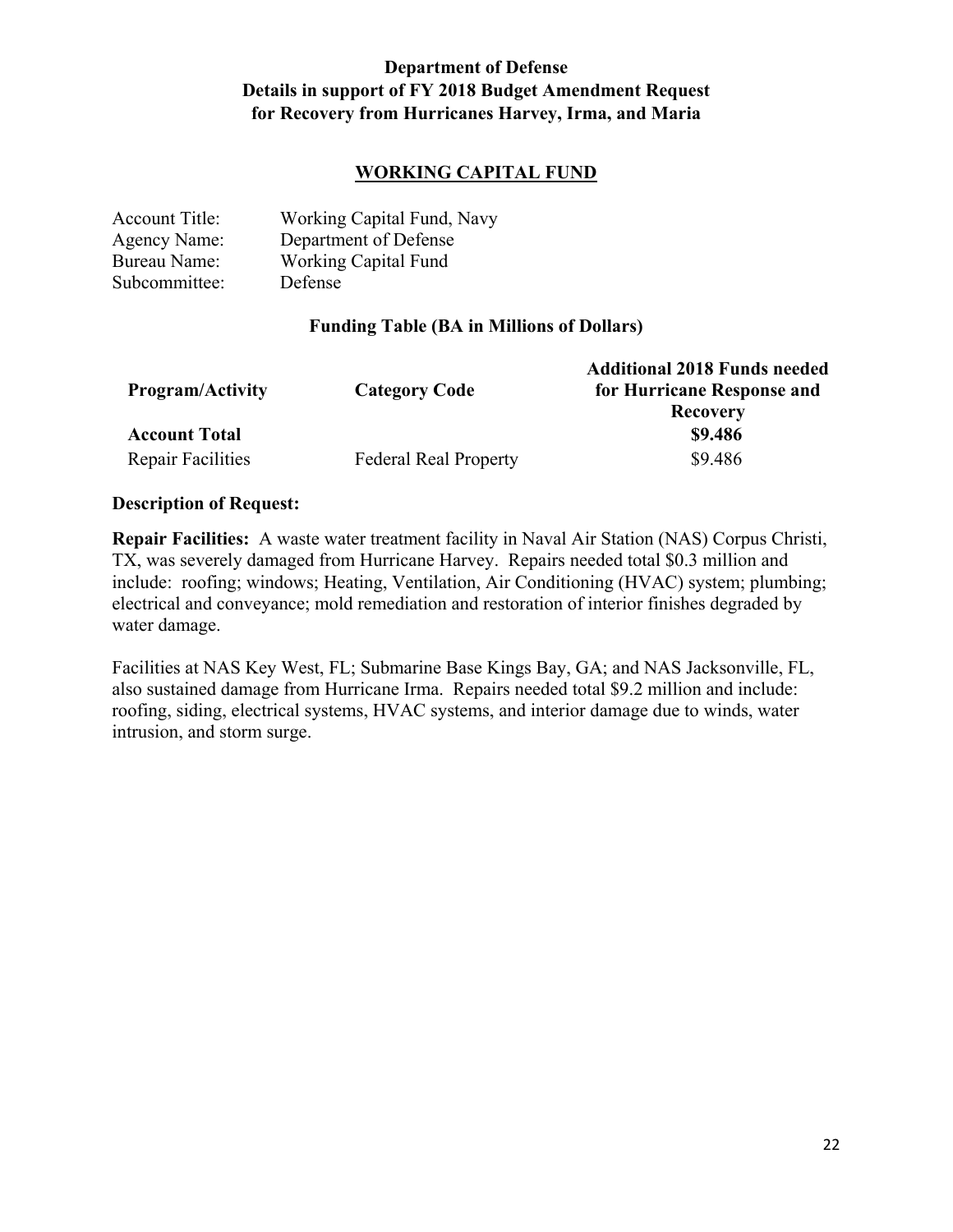**Department of Defense**
**Details in support of FY 2018 Budget Amendment Request**
**for Recovery from Hurricanes Harvey, Irma, and Maria**

## WORKING CAPITAL FUND

| | |
|---|---|
| Account Title: | Working Capital Fund, Navy |
| Agency Name: | Department of Defense |
| Bureau Name: | Working Capital Fund |
| Subcommittee: | Defense |

**Funding Table (BA in Millions of Dollars)**

| Program/Activity | Category Code | Additional 2018 Funds needed for Hurricane Response and Recovery |
|---|---|---|
| **Account Total** | | **$9.486** |
| Repair Facilities | Federal Real Property | $9.486 |

**Description of Request:**

**Repair Facilities:** A waste water treatment facility in Naval Air Station (NAS) Corpus Christi, TX, was severely damaged from Hurricane Harvey. Repairs needed total $0.3 million and include: roofing; windows; Heating, Ventilation, Air Conditioning (HVAC) system; plumbing; electrical and conveyance; mold remediation and restoration of interior finishes degraded by water damage.

Facilities at NAS Key West, FL; Submarine Base Kings Bay, GA; and NAS Jacksonville, FL, also sustained damage from Hurricane Irma. Repairs needed total $9.2 million and include: roofing, siding, electrical systems, HVAC systems, and interior damage due to winds, water intrusion, and storm surge.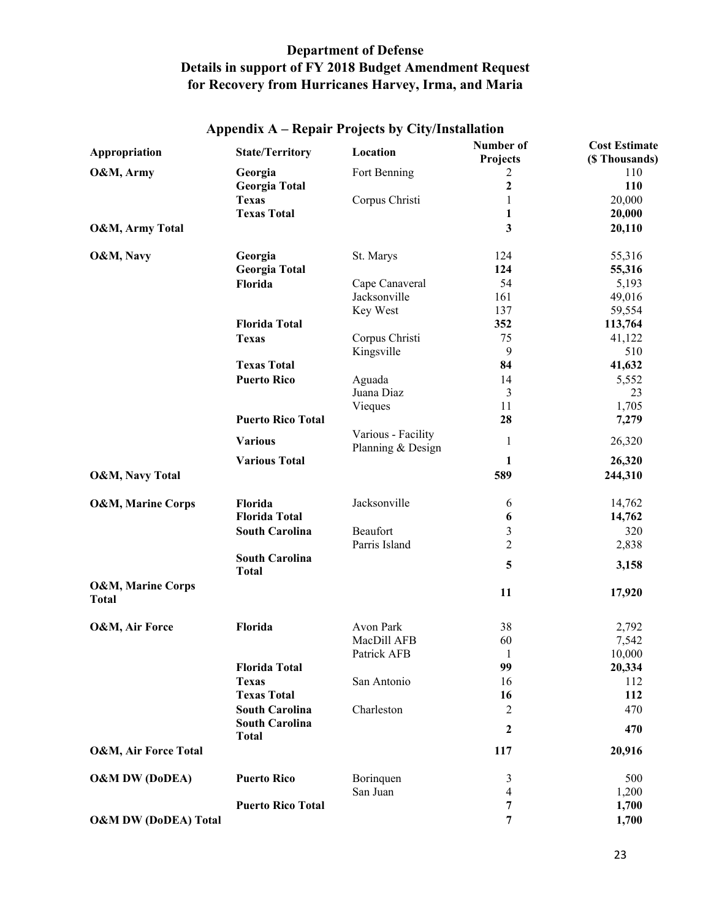# Department of Defense
# Details in support of FY 2018 Budget Amendment Request for Recovery from Hurricanes Harvey, Irma, and Maria

## Appendix A – Repair Projects by City/Installation

| Appropriation | State/Territory | Location | Number of Projects | Cost Estimate ($ Thousands) |
|---|---|---|---|---|
| **O&M, Army** | **Georgia** | Fort Benning | 2 | 110 |
| | **Georgia Total** | | **2** | **110** |
| | **Texas** | Corpus Christi | 1 | 20,000 |
| | **Texas Total** | | **1** | **20,000** |
| **O&M, Army Total** | | | **3** | **20,110** |
| **O&M, Navy** | **Georgia** | St. Marys | 124 | 55,316 |
| | **Georgia Total** | | **124** | **55,316** |
| | **Florida** | Cape Canaveral | 54 | 5,193 |
| | | Jacksonville | 161 | 49,016 |
| | | Key West | 137 | 59,554 |
| | **Florida Total** | | **352** | **113,764** |
| | **Texas** | Corpus Christi | 75 | 41,122 |
| | | Kingsville | 9 | 510 |
| | **Texas Total** | | **84** | **41,632** |
| | **Puerto Rico** | Aguada | 14 | 5,552 |
| | | Juana Diaz | 3 | 23 |
| | | Vieques | 11 | 1,705 |
| | **Puerto Rico Total** | | **28** | **7,279** |
| | **Various** | Various - Facility Planning & Design | 1 | 26,320 |
| | **Various Total** | | **1** | **26,320** |
| **O&M, Navy Total** | | | **589** | **244,310** |
| **O&M, Marine Corps** | **Florida** | Jacksonville | 6 | 14,762 |
| | **Florida Total** | | **6** | **14,762** |
| | **South Carolina** | Beaufort | 3 | 320 |
| | | Parris Island | 2 | 2,838 |
| | **South Carolina Total** | | **5** | **3,158** |
| **O&M, Marine Corps Total** | | | **11** | **17,920** |
| **O&M, Air Force** | **Florida** | Avon Park | 38 | 2,792 |
| | | MacDill AFB | 60 | 7,542 |
| | | Patrick AFB | 1 | 10,000 |
| | **Florida Total** | | **99** | **20,334** |
| | **Texas** | San Antonio | 16 | 112 |
| | **Texas Total** | | **16** | **112** |
| | **South Carolina** | Charleston | 2 | 470 |
| | **South Carolina Total** | | **2** | **470** |
| **O&M, Air Force Total** | | | **117** | **20,916** |
| **O&M DW (DoDEA)** | **Puerto Rico** | Borinquen | 3 | 500 |
| | | San Juan | 4 | 1,200 |
| | **Puerto Rico Total** | | **7** | **1,700** |
| **O&M DW (DoDEA) Total** | | | **7** | **1,700** |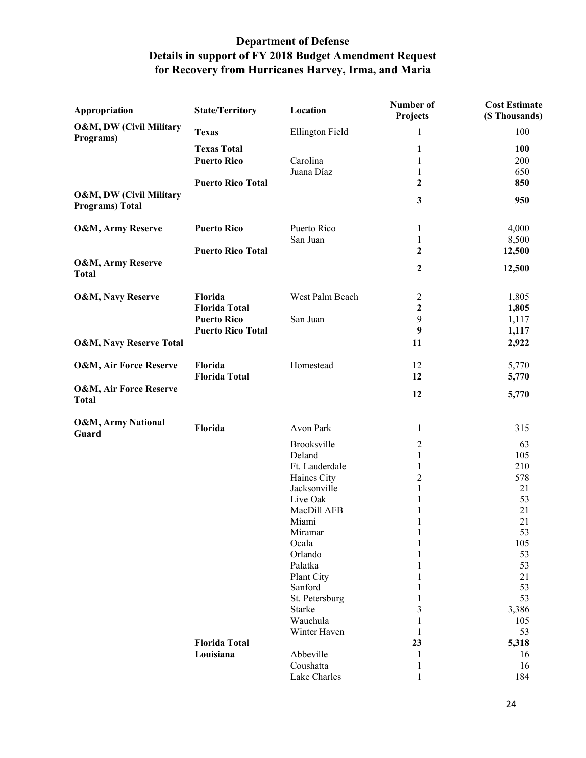# Department of Defense
## Details in support of FY 2018 Budget Amendment Request for Recovery from Hurricanes Harvey, Irma, and Maria

| Appropriation | State/Territory | Location | Number of Projects | Cost Estimate ($ Thousands) |
|---|---|---|---|---|
| O&M, DW (Civil Military Programs) | Texas | Ellington Field | 1 | 100 |
| | **Texas Total** | | **1** | **100** |
| | **Puerto Rico** | Carolina | 1 | 200 |
| | | Juana Díaz | 1 | 650 |
| | **Puerto Rico Total** | | **2** | **850** |
| **O&M, DW (Civil Military Programs) Total** | | | **3** | **950** |
| **O&M, Army Reserve** | **Puerto Rico** | Puerto Rico | 1 | 4,000 |
| | | San Juan | 1 | 8,500 |
| | **Puerto Rico Total** | | **2** | **12,500** |
| **O&M, Army Reserve Total** | | | **2** | **12,500** |
| **O&M, Navy Reserve** | **Florida** | West Palm Beach | 2 | 1,805 |
| | **Florida Total** | | **2** | **1,805** |
| | **Puerto Rico** | San Juan | 9 | 1,117 |
| | **Puerto Rico Total** | | **9** | **1,117** |
| **O&M, Navy Reserve Total** | | | **11** | **2,922** |
| **O&M, Air Force Reserve** | **Florida** | Homestead | 12 | 5,770 |
| | **Florida Total** | | **12** | **5,770** |
| **O&M, Air Force Reserve Total** | | | **12** | **5,770** |
| **O&M, Army National Guard** | **Florida** | Avon Park | 1 | 315 |
| | | Brooksville | 2 | 63 |
| | | Deland | 1 | 105 |
| | | Ft. Lauderdale | 1 | 210 |
| | | Haines City | 2 | 578 |
| | | Jacksonville | 1 | 21 |
| | | Live Oak | 1 | 53 |
| | | MacDill AFB | 1 | 21 |
| | | Miami | 1 | 21 |
| | | Miramar | 1 | 53 |
| | | Ocala | 1 | 105 |
| | | Orlando | 1 | 53 |
| | | Palatka | 1 | 53 |
| | | Plant City | 1 | 21 |
| | | Sanford | 1 | 53 |
| | | St. Petersburg | 1 | 53 |
| | | Starke | 3 | 3,386 |
| | | Wauchula | 1 | 105 |
| | | Winter Haven | 1 | 53 |
| | **Florida Total** | | **23** | **5,318** |
| | **Louisiana** | Abbeville | 1 | 16 |
| | | Coushatta | 1 | 16 |
| | | Lake Charles | 1 | 184 |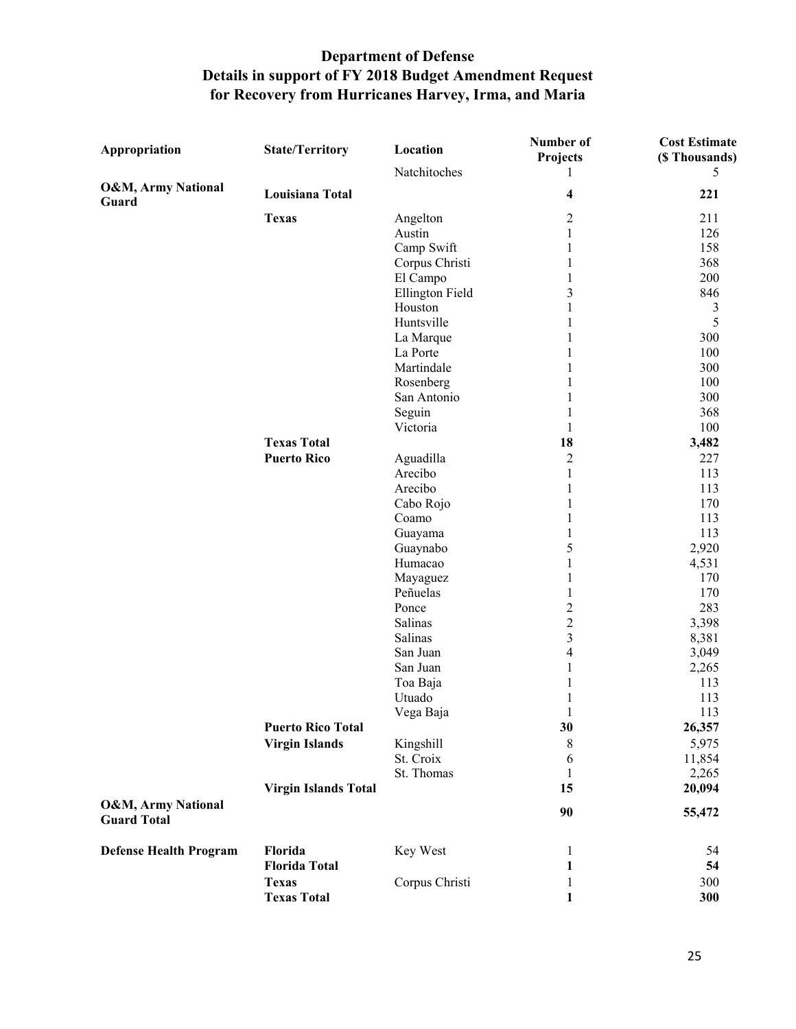## Department of Defense
## Details in support of FY 2018 Budget Amendment Request for Recovery from Hurricanes Harvey, Irma, and Maria

| Appropriation | State/Territory | Location | Number of Projects | Cost Estimate ($ Thousands) |
|---|---|---|---|---|
| | | Natchitoches | 1 | 5 |
| **O&M, Army National Guard** | **Louisiana Total** | | **4** | **221** |
| | **Texas** | Angelton | 2 | 211 |
| | | Austin | 1 | 126 |
| | | Camp Swift | 1 | 158 |
| | | Corpus Christi | 1 | 368 |
| | | El Campo | 1 | 200 |
| | | Ellington Field | 3 | 846 |
| | | Houston | 1 | 3 |
| | | Huntsville | 1 | 5 |
| | | La Marque | 1 | 300 |
| | | La Porte | 1 | 100 |
| | | Martindale | 1 | 300 |
| | | Rosenberg | 1 | 100 |
| | | San Antonio | 1 | 300 |
| | | Seguin | 1 | 368 |
| | | Victoria | 1 | 100 |
| | **Texas Total** | | **18** | **3,482** |
| | **Puerto Rico** | Aguadilla | 2 | 227 |
| | | Arecibo | 1 | 113 |
| | | Arecibo | 1 | 113 |
| | | Cabo Rojo | 1 | 170 |
| | | Coamo | 1 | 113 |
| | | Guayama | 1 | 113 |
| | | Guaynabo | 5 | 2,920 |
| | | Humacao | 1 | 4,531 |
| | | Mayaguez | 1 | 170 |
| | | Peñuelas | 1 | 170 |
| | | Ponce | 2 | 283 |
| | | Salinas | 2 | 3,398 |
| | | Salinas | 3 | 8,381 |
| | | San Juan | 4 | 3,049 |
| | | San Juan | 1 | 2,265 |
| | | Toa Baja | 1 | 113 |
| | | Utuado | 1 | 113 |
| | | Vega Baja | 1 | 113 |
| | **Puerto Rico Total** | | **30** | **26,357** |
| | **Virgin Islands** | Kingshill | 8 | 5,975 |
| | | St. Croix | 6 | 11,854 |
| | | St. Thomas | 1 | 2,265 |
| | **Virgin Islands Total** | | **15** | **20,094** |
| **O&M, Army National Guard Total** | | | **90** | **55,472** |
| **Defense Health Program** | **Florida** | Key West | 1 | 54 |
| | **Florida Total** | | **1** | **54** |
| | **Texas** | Corpus Christi | 1 | 300 |
| | **Texas Total** | | **1** | **300** |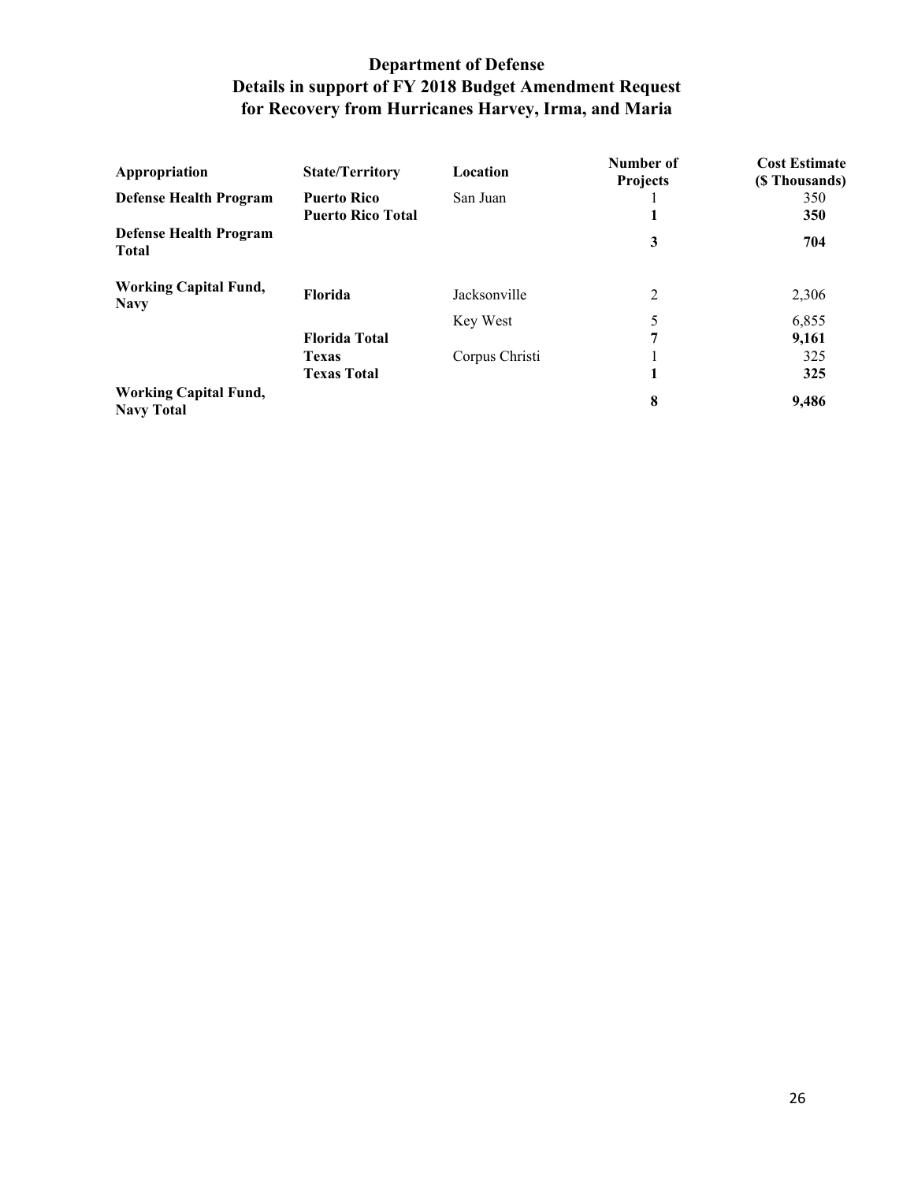# Department of Defense
## Details in support of FY 2018 Budget Amendment Request for Recovery from Hurricanes Harvey, Irma, and Maria

| Appropriation | State/Territory | Location | Number of Projects | Cost Estimate ($ Thousands) |
|---|---|---|---|---|
| **Defense Health Program** | **Puerto Rico** | San Juan | 1 | 350 |
| | **Puerto Rico Total** | | **1** | **350** |
| **Defense Health Program Total** | | | **3** | **704** |
| **Working Capital Fund, Navy** | **Florida** | Jacksonville | 2 | 2,306 |
| | | Key West | 5 | 6,855 |
| | **Florida Total** | | **7** | **9,161** |
| | **Texas** | Corpus Christi | 1 | 325 |
| | **Texas Total** | | **1** | **325** |
| **Working Capital Fund, Navy Total** | | | **8** | **9,486** |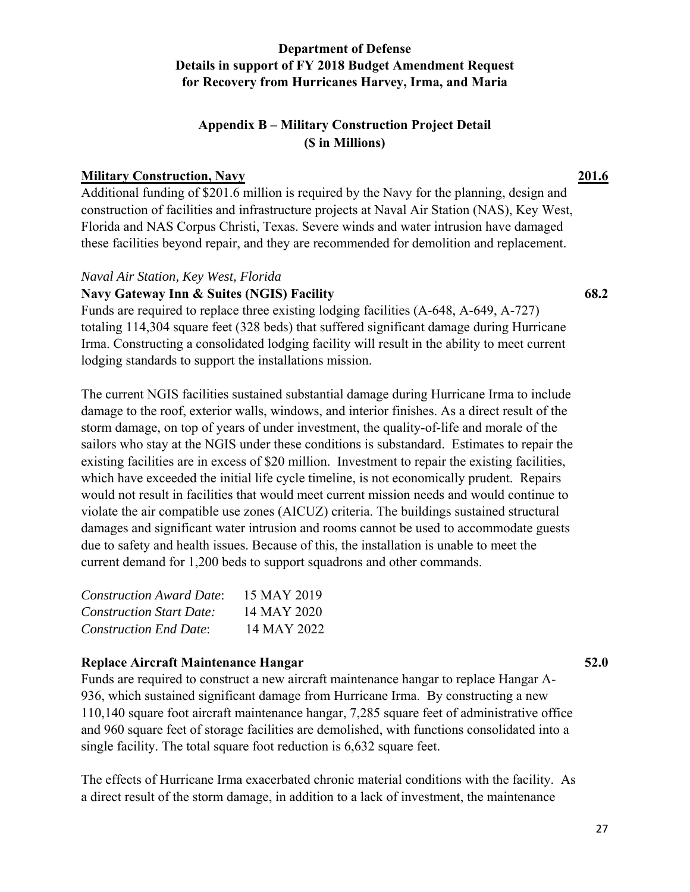**Department of Defense**
**Details in support of FY 2018 Budget Amendment Request**
**for Recovery from Hurricanes Harvey, Irma, and Maria**

**Appendix B – Military Construction Project Detail**
**($ in Millions)**

**Military Construction, Navy** **201.6**

Additional funding of $201.6 million is required by the Navy for the planning, design and construction of facilities and infrastructure projects at Naval Air Station (NAS), Key West, Florida and NAS Corpus Christi, Texas. Severe winds and water intrusion have damaged these facilities beyond repair, and they are recommended for demolition and replacement.

*Naval Air Station, Key West, Florida*

**Navy Gateway Inn & Suites (NGIS) Facility** **68.2**

Funds are required to replace three existing lodging facilities (A-648, A-649, A-727) totaling 114,304 square feet (328 beds) that suffered significant damage during Hurricane Irma. Constructing a consolidated lodging facility will result in the ability to meet current lodging standards to support the installations mission.

The current NGIS facilities sustained substantial damage during Hurricane Irma to include damage to the roof, exterior walls, windows, and interior finishes. As a direct result of the storm damage, on top of years of under investment, the quality-of-life and morale of the sailors who stay at the NGIS under these conditions is substandard. Estimates to repair the existing facilities are in excess of $20 million. Investment to repair the existing facilities, which have exceeded the initial life cycle timeline, is not economically prudent. Repairs would not result in facilities that would meet current mission needs and would continue to violate the air compatible use zones (AICUZ) criteria. The buildings sustained structural damages and significant water intrusion and rooms cannot be used to accommodate guests due to safety and health issues. Because of this, the installation is unable to meet the current demand for 1,200 beds to support squadrons and other commands.

*Construction Award Date*: 15 MAY 2019
*Construction Start Date:* 14 MAY 2020
*Construction End Date*: 14 MAY 2022

**Replace Aircraft Maintenance Hangar** **52.0**

Funds are required to construct a new aircraft maintenance hangar to replace Hangar A-936, which sustained significant damage from Hurricane Irma. By constructing a new 110,140 square foot aircraft maintenance hangar, 7,285 square feet of administrative office and 960 square feet of storage facilities are demolished, with functions consolidated into a single facility. The total square foot reduction is 6,632 square feet.

The effects of Hurricane Irma exacerbated chronic material conditions with the facility. As a direct result of the storm damage, in addition to a lack of investment, the maintenance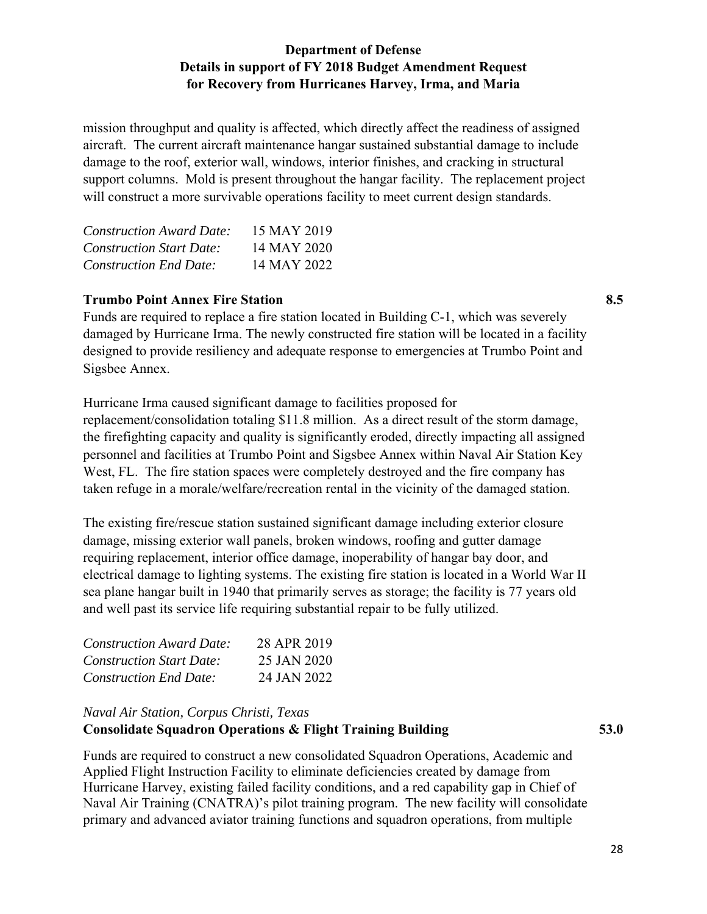mission throughput and quality is affected, which directly affect the readiness of assigned aircraft. The current aircraft maintenance hangar sustained substantial damage to include damage to the roof, exterior wall, windows, interior finishes, and cracking in structural support columns. Mold is present throughout the hangar facility. The replacement project will construct a more survivable operations facility to meet current design standards.

| | |
|---|---|
| *Construction Award Date:* | 15 MAY 2019 |
| *Construction Start Date:* | 14 MAY 2020 |
| *Construction End Date:* | 14 MAY 2022 |

**Trumbo Point Annex Fire Station** **8.5**

Funds are required to replace a fire station located in Building C-1, which was severely damaged by Hurricane Irma. The newly constructed fire station will be located in a facility designed to provide resiliency and adequate response to emergencies at Trumbo Point and Sigsbee Annex.

Hurricane Irma caused significant damage to facilities proposed for replacement/consolidation totaling $11.8 million. As a direct result of the storm damage, the firefighting capacity and quality is significantly eroded, directly impacting all assigned personnel and facilities at Trumbo Point and Sigsbee Annex within Naval Air Station Key West, FL. The fire station spaces were completely destroyed and the fire company has taken refuge in a morale/welfare/recreation rental in the vicinity of the damaged station.

The existing fire/rescue station sustained significant damage including exterior closure damage, missing exterior wall panels, broken windows, roofing and gutter damage requiring replacement, interior office damage, inoperability of hangar bay door, and electrical damage to lighting systems. The existing fire station is located in a World War II sea plane hangar built in 1940 that primarily serves as storage; the facility is 77 years old and well past its service life requiring substantial repair to be fully utilized.

| | |
|---|---|
| *Construction Award Date:* | 28 APR 2019 |
| *Construction Start Date:* | 25 JAN 2020 |
| *Construction End Date:* | 24 JAN 2022 |

*Naval Air Station, Corpus Christi, Texas*

**Consolidate Squadron Operations & Flight Training Building** **53.0**

Funds are required to construct a new consolidated Squadron Operations, Academic and Applied Flight Instruction Facility to eliminate deficiencies created by damage from Hurricane Harvey, existing failed facility conditions, and a red capability gap in Chief of Naval Air Training (CNATRA)'s pilot training program. The new facility will consolidate primary and advanced aviator training functions and squadron operations, from multiple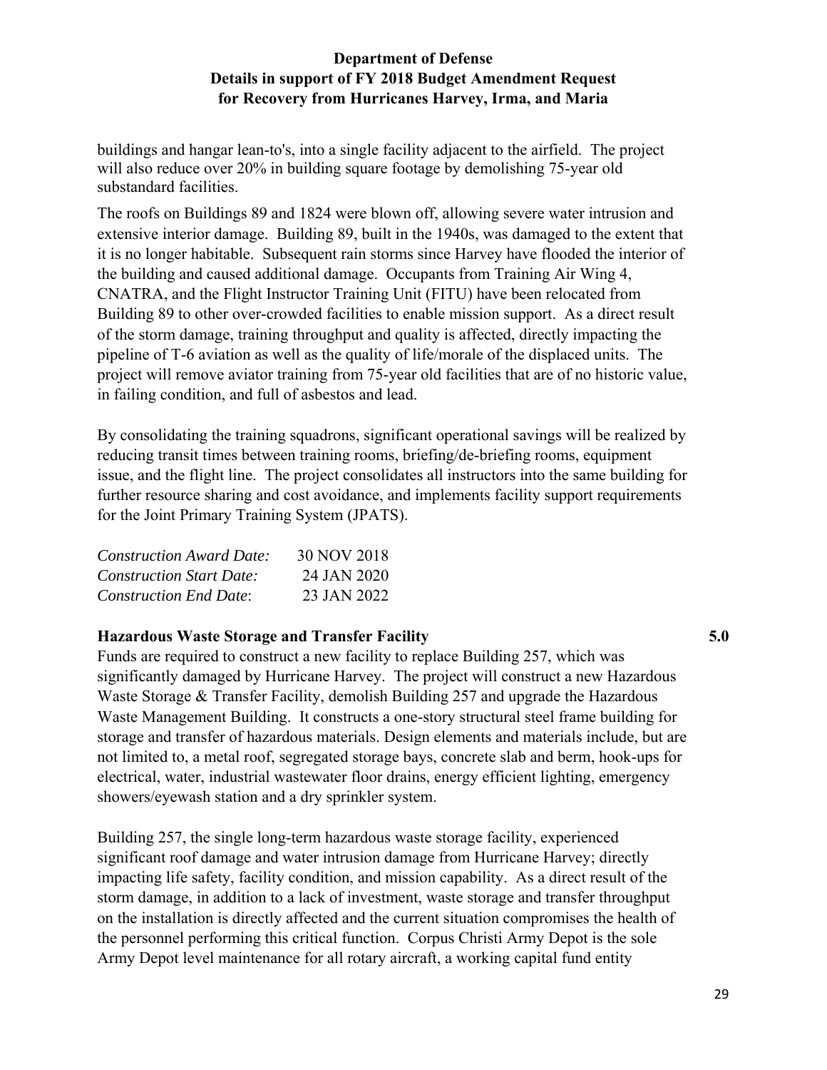buildings and hangar lean-to's, into a single facility adjacent to the airfield. The project will also reduce over 20% in building square footage by demolishing 75-year old substandard facilities.

The roofs on Buildings 89 and 1824 were blown off, allowing severe water intrusion and extensive interior damage. Building 89, built in the 1940s, was damaged to the extent that it is no longer habitable. Subsequent rain storms since Harvey have flooded the interior of the building and caused additional damage. Occupants from Training Air Wing 4, CNATRA, and the Flight Instructor Training Unit (FITU) have been relocated from Building 89 to other over-crowded facilities to enable mission support. As a direct result of the storm damage, training throughput and quality is affected, directly impacting the pipeline of T-6 aviation as well as the quality of life/morale of the displaced units. The project will remove aviator training from 75-year old facilities that are of no historic value, in failing condition, and full of asbestos and lead.

By consolidating the training squadrons, significant operational savings will be realized by reducing transit times between training rooms, briefing/de-briefing rooms, equipment issue, and the flight line. The project consolidates all instructors into the same building for further resource sharing and cost avoidance, and implements facility support requirements for the Joint Primary Training System (JPATS).

| | |
|---|---|
| *Construction Award Date:* | 30 NOV 2018 |
| *Construction Start Date:* | 24 JAN 2020 |
| *Construction End Date*: | 23 JAN 2022 |

**Hazardous Waste Storage and Transfer Facility** **5.0**

Funds are required to construct a new facility to replace Building 257, which was significantly damaged by Hurricane Harvey. The project will construct a new Hazardous Waste Storage & Transfer Facility, demolish Building 257 and upgrade the Hazardous Waste Management Building. It constructs a one-story structural steel frame building for storage and transfer of hazardous materials. Design elements and materials include, but are not limited to, a metal roof, segregated storage bays, concrete slab and berm, hook-ups for electrical, water, industrial wastewater floor drains, energy efficient lighting, emergency showers/eyewash station and a dry sprinkler system.

Building 257, the single long-term hazardous waste storage facility, experienced significant roof damage and water intrusion damage from Hurricane Harvey; directly impacting life safety, facility condition, and mission capability. As a direct result of the storm damage, in addition to a lack of investment, waste storage and transfer throughput on the installation is directly affected and the current situation compromises the health of the personnel performing this critical function. Corpus Christi Army Depot is the sole Army Depot level maintenance for all rotary aircraft, a working capital fund entity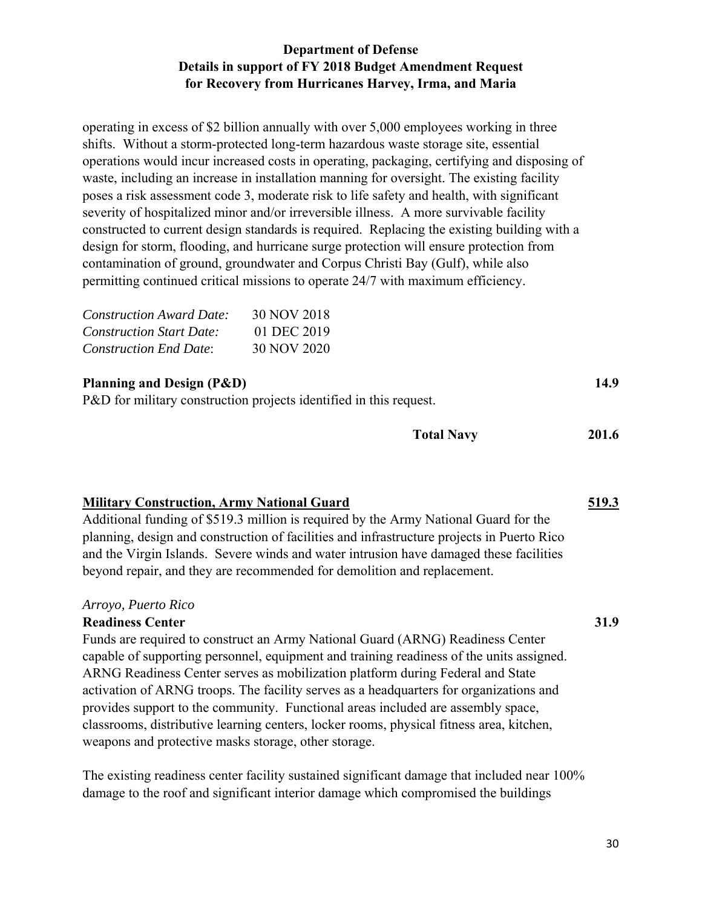operating in excess of $2 billion annually with over 5,000 employees working in three shifts. Without a storm-protected long-term hazardous waste storage site, essential operations would incur increased costs in operating, packaging, certifying and disposing of waste, including an increase in installation manning for oversight. The existing facility poses a risk assessment code 3, moderate risk to life safety and health, with significant severity of hospitalized minor and/or irreversible illness. A more survivable facility constructed to current design standards is required. Replacing the existing building with a design for storm, flooding, and hurricane surge protection will ensure protection from contamination of ground, groundwater and Corpus Christi Bay (Gulf), while also permitting continued critical missions to operate 24/7 with maximum efficiency.

*Construction Award Date:* 30 NOV 2018
*Construction Start Date:* 01 DEC 2019
*Construction End Date*: 30 NOV 2020

**Planning and Design (P&D)** **14.9**

P&D for military construction projects identified in this request.

**Total Navy** **201.6**

**Military Construction, Army National Guard** **519.3**

Additional funding of $519.3 million is required by the Army National Guard for the planning, design and construction of facilities and infrastructure projects in Puerto Rico and the Virgin Islands. Severe winds and water intrusion have damaged these facilities beyond repair, and they are recommended for demolition and replacement.

*Arroyo, Puerto Rico*

**Readiness Center** **31.9**

Funds are required to construct an Army National Guard (ARNG) Readiness Center capable of supporting personnel, equipment and training readiness of the units assigned. ARNG Readiness Center serves as mobilization platform during Federal and State activation of ARNG troops. The facility serves as a headquarters for organizations and provides support to the community. Functional areas included are assembly space, classrooms, distributive learning centers, locker rooms, physical fitness area, kitchen, weapons and protective masks storage, other storage.

The existing readiness center facility sustained significant damage that included near 100% damage to the roof and significant interior damage which compromised the buildings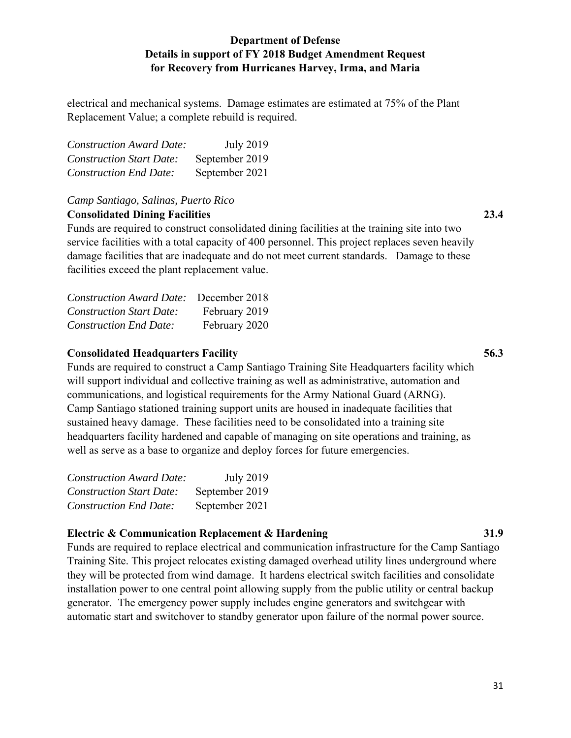electrical and mechanical systems. Damage estimates are estimated at 75% of the Plant Replacement Value; a complete rebuild is required.

| | |
|---|---|
| *Construction Award Date:* | July 2019 |
| *Construction Start Date:* | September 2019 |
| *Construction End Date:* | September 2021 |

*Camp Santiago, Salinas, Puerto Rico*

**Consolidated Dining Facilities** **23.4**

Funds are required to construct consolidated dining facilities at the training site into two service facilities with a total capacity of 400 personnel. This project replaces seven heavily damage facilities that are inadequate and do not meet current standards. Damage to these facilities exceed the plant replacement value.

| | |
|---|---|
| *Construction Award Date:* | December 2018 |
| *Construction Start Date:* | February 2019 |
| *Construction End Date:* | February 2020 |

**Consolidated Headquarters Facility** **56.3**

Funds are required to construct a Camp Santiago Training Site Headquarters facility which will support individual and collective training as well as administrative, automation and communications, and logistical requirements for the Army National Guard (ARNG). Camp Santiago stationed training support units are housed in inadequate facilities that sustained heavy damage. These facilities need to be consolidated into a training site headquarters facility hardened and capable of managing on site operations and training, as well as serve as a base to organize and deploy forces for future emergencies.

| | |
|---|---|
| *Construction Award Date:* | July 2019 |
| *Construction Start Date:* | September 2019 |
| *Construction End Date:* | September 2021 |

**Electric & Communication Replacement & Hardening** **31.9**

Funds are required to replace electrical and communication infrastructure for the Camp Santiago Training Site. This project relocates existing damaged overhead utility lines underground where they will be protected from wind damage. It hardens electrical switch facilities and consolidate installation power to one central point allowing supply from the public utility or central backup generator. The emergency power supply includes engine generators and switchgear with automatic start and switchover to standby generator upon failure of the normal power source.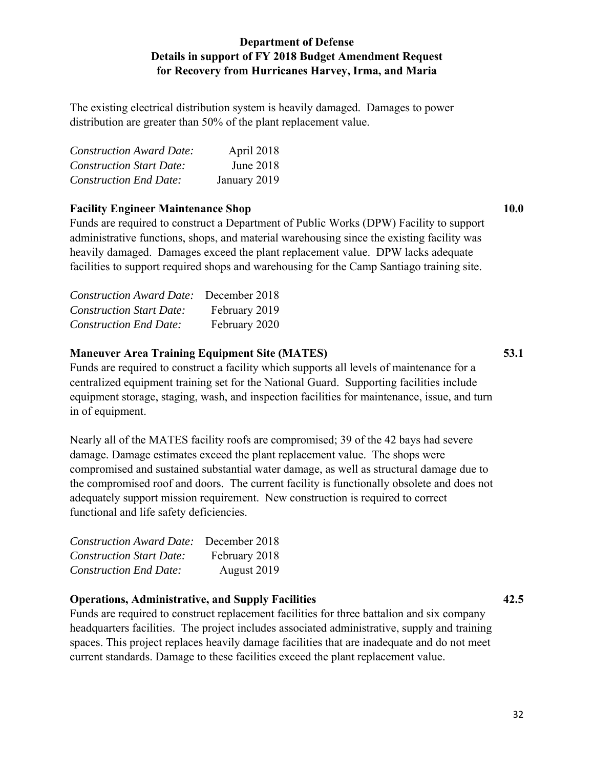The existing electrical distribution system is heavily damaged. Damages to power distribution are greater than 50% of the plant replacement value.

| | |
|---|---|
| *Construction Award Date:* | April 2018 |
| *Construction Start Date:* | June 2018 |
| *Construction End Date:* | January 2019 |

**Facility Engineer Maintenance Shop** **10.0**

Funds are required to construct a Department of Public Works (DPW) Facility to support administrative functions, shops, and material warehousing since the existing facility was heavily damaged. Damages exceed the plant replacement value. DPW lacks adequate facilities to support required shops and warehousing for the Camp Santiago training site.

| | |
|---|---|
| *Construction Award Date:* | December 2018 |
| *Construction Start Date:* | February 2019 |
| *Construction End Date:* | February 2020 |

**Maneuver Area Training Equipment Site (MATES)** **53.1**

Funds are required to construct a facility which supports all levels of maintenance for a centralized equipment training set for the National Guard. Supporting facilities include equipment storage, staging, wash, and inspection facilities for maintenance, issue, and turn in of equipment.

Nearly all of the MATES facility roofs are compromised; 39 of the 42 bays had severe damage. Damage estimates exceed the plant replacement value. The shops were compromised and sustained substantial water damage, as well as structural damage due to the compromised roof and doors. The current facility is functionally obsolete and does not adequately support mission requirement. New construction is required to correct functional and life safety deficiencies.

| | |
|---|---|
| *Construction Award Date:* | December 2018 |
| *Construction Start Date:* | February 2018 |
| *Construction End Date:* | August 2019 |

**Operations, Administrative, and Supply Facilities** **42.5**

Funds are required to construct replacement facilities for three battalion and six company headquarters facilities. The project includes associated administrative, supply and training spaces. This project replaces heavily damage facilities that are inadequate and do not meet current standards. Damage to these facilities exceed the plant replacement value.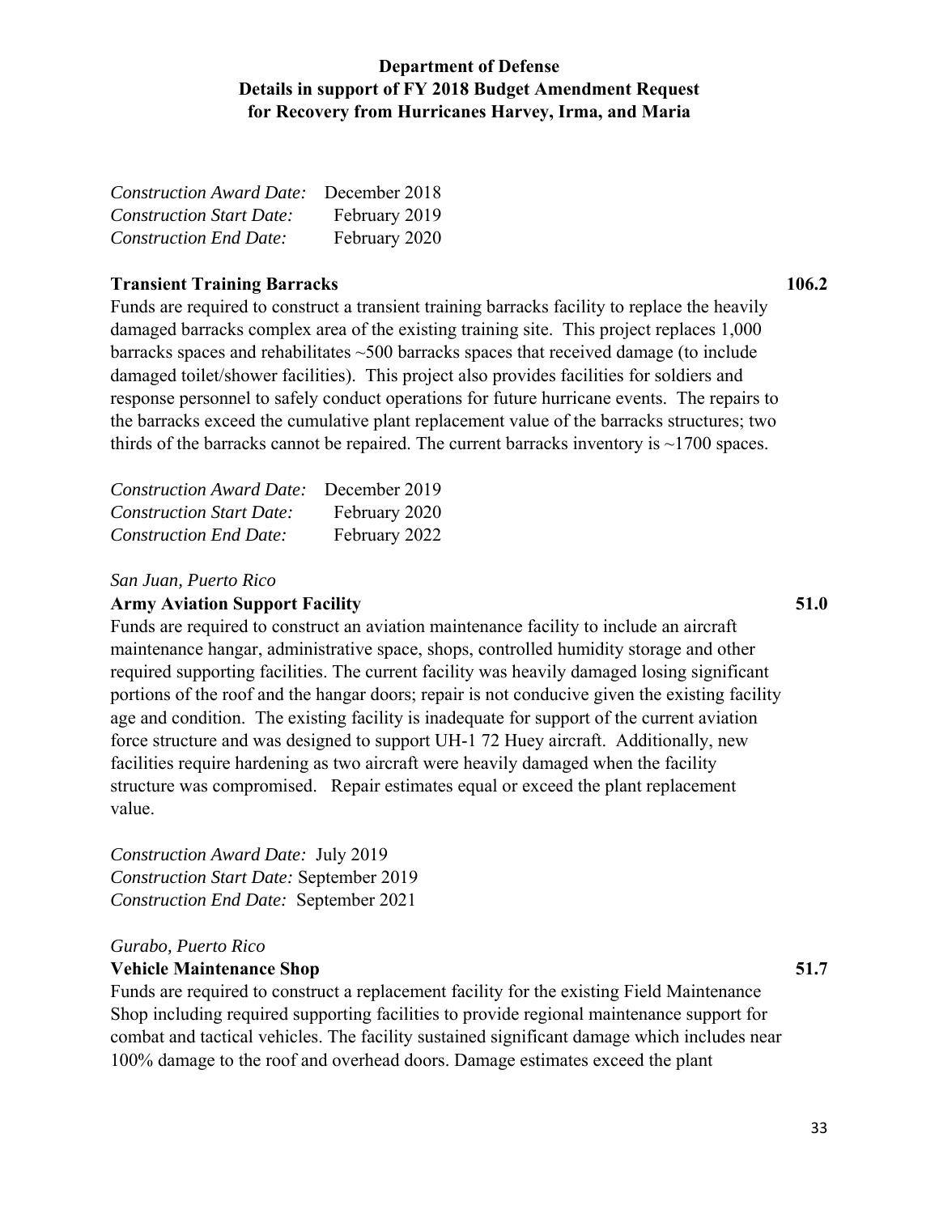*Construction Award Date:* December 2018
*Construction Start Date:* February 2019
*Construction End Date:* February 2020

**Transient Training Barracks** **106.2**

Funds are required to construct a transient training barracks facility to replace the heavily damaged barracks complex area of the existing training site. This project replaces 1,000 barracks spaces and rehabilitates ~500 barracks spaces that received damage (to include damaged toilet/shower facilities). This project also provides facilities for soldiers and response personnel to safely conduct operations for future hurricane events. The repairs to the barracks exceed the cumulative plant replacement value of the barracks structures; two thirds of the barracks cannot be repaired. The current barracks inventory is ~1700 spaces.

*Construction Award Date:* December 2019
*Construction Start Date:* February 2020
*Construction End Date:* February 2022

*San Juan, Puerto Rico*

**Army Aviation Support Facility** **51.0**

Funds are required to construct an aviation maintenance facility to include an aircraft maintenance hangar, administrative space, shops, controlled humidity storage and other required supporting facilities. The current facility was heavily damaged losing significant portions of the roof and the hangar doors; repair is not conducive given the existing facility age and condition. The existing facility is inadequate for support of the current aviation force structure and was designed to support UH-1 72 Huey aircraft. Additionally, new facilities require hardening as two aircraft were heavily damaged when the facility structure was compromised. Repair estimates equal or exceed the plant replacement value.

*Construction Award Date:* July 2019
*Construction Start Date:* September 2019
*Construction End Date:* September 2021

*Gurabo, Puerto Rico*

**Vehicle Maintenance Shop** **51.7**

Funds are required to construct a replacement facility for the existing Field Maintenance Shop including required supporting facilities to provide regional maintenance support for combat and tactical vehicles. The facility sustained significant damage which includes near 100% damage to the roof and overhead doors. Damage estimates exceed the plant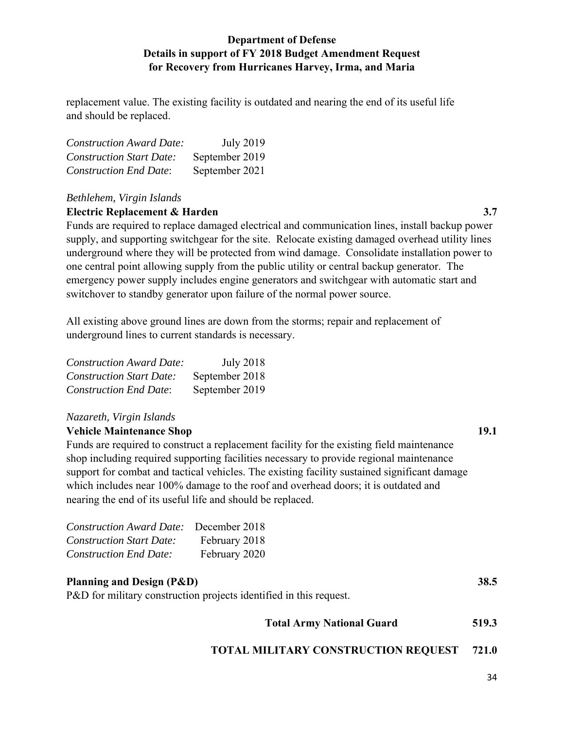replacement value. The existing facility is outdated and nearing the end of its useful life and should be replaced.

| | |
|---|---|
| *Construction Award Date:* | July 2019 |
| *Construction Start Date:* | September 2019 |
| *Construction End Date*: | September 2021 |

*Bethlehem, Virgin Islands*

**Electric Replacement & Harden** **3.7**

Funds are required to replace damaged electrical and communication lines, install backup power supply, and supporting switchgear for the site. Relocate existing damaged overhead utility lines underground where they will be protected from wind damage. Consolidate installation power to one central point allowing supply from the public utility or central backup generator. The emergency power supply includes engine generators and switchgear with automatic start and switchover to standby generator upon failure of the normal power source.

All existing above ground lines are down from the storms; repair and replacement of underground lines to current standards is necessary.

| | |
|---|---|
| *Construction Award Date:* | July 2018 |
| *Construction Start Date:* | September 2018 |
| *Construction End Date*: | September 2019 |

*Nazareth, Virgin Islands*

**Vehicle Maintenance Shop** **19.1**

Funds are required to construct a replacement facility for the existing field maintenance shop including required supporting facilities necessary to provide regional maintenance support for combat and tactical vehicles. The existing facility sustained significant damage which includes near 100% damage to the roof and overhead doors; it is outdated and nearing the end of its useful life and should be replaced.

| | |
|---|---|
| *Construction Award Date:* | December 2018 |
| *Construction Start Date:* | February 2018 |
| *Construction End Date:* | February 2020 |

**Planning and Design (P&D)** **38.5**

P&D for military construction projects identified in this request.

**Total Army National Guard** **519.3**

**TOTAL MILITARY CONSTRUCTION REQUEST** **721.0**